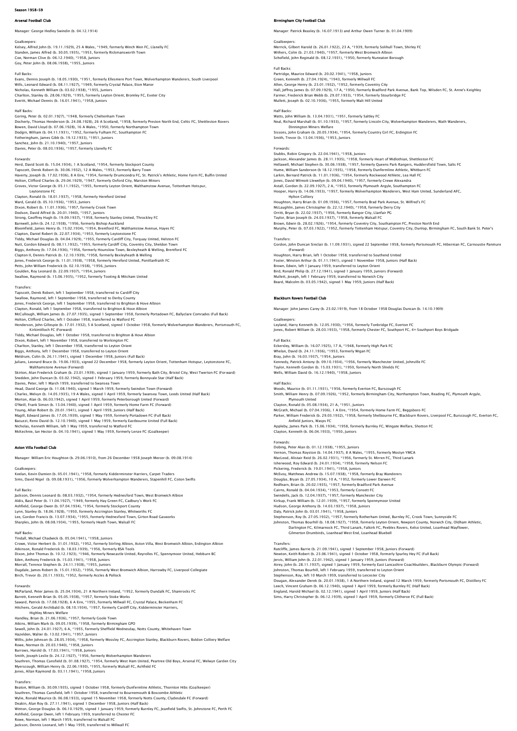# Season 1958-59

## Arsenal Football Club

Manager: George Hedley Swindin (b. 04.12.1914)

Goalkeepers:
Kelsey, Alfred John (b. 19.11.1929), 25 A Wales, *1949, formerly Winch Wen FC, Llanelly FC
Standen, James Alfred (b. 30.05.1935), *1953, formerly Rickmansworth Town
Coe, Norman Clive (b. 06.12.1940), *1958, Juniors
Goy, Peter John (b. 08.06.1938), *1955, Juniors

Full Backs:
Evans, Dennis Joseph (b. 18.05.1930), *1951, formerly Ellesmere Port Town, Wolverhampton Wanderers, South Liverpool
Wills, Leonard Edward (b. 08.11.1927), *1949, formerly Crystal Palace, Eton Manor
Nicholas, Kenneth William (b. 03.02.1938), *1955, Juniors
Charlton, Stanley (b. 28.06.1929), *1955, formerly Leyton Orient, Bromley FC, Exeter City
Everitt, Michael Dennis (b. 16.01.1941), *1958, Juniors

Half Backs:
Goring, Peter (b. 02.01.1927), *1948, formerly Cheltenham Town
Docherty, Thomas Henderson (b. 24.08.1928), 26 A Scotland, *1958, formerly Preston North End, Celtic FC, Shettleston Rovers
Bowen, David Lloyd (b. 07.06.1928), 16 A Wales, *1950, formerly Northampton Town
Dodgin, William (b. 04.11.1931), *1952, formerly Fulham FC, Southampton FC
Fotheringham, James Gibb (b. 19.12.1933), *1951, Juniors
Sanchez, John (b. 21.10.1940), *1957, Juniors
Davies, Peter (b. 08.03.1936), *1957, formerly Llanelly FC

Forwards:
Herd, David Scott (b. 15.04.1934), 1 A Scotland, *1954, formerly Stockport County
Tapscott, Derek Robert (b. 30.06.1932), 12 A Wales, *1953, formerly Barry Town
Haverty, Joseph (b. 17.02.1936), 8 A Eire, *1954, formerly Drumcondra FC, St. Patrick's Athletic, Home Farm FC, Bulfin United
Holton, Clifford Charles (b. 29.04.1929), *1947, formerly Oxford City, Marston Minors
Groves, Victor George (b. 05.11.1932), *1955, formerly Leyton Orient, Walthamstow Avenue, Tottenham Hotspur, Leytonstone FC
Clayton, Ronald (b. 18.01.1937), *1958, formerly Hereford United
Ward, Gerald (b. 05.10.1936), *1953, Juniors
Dixon, Robert (b. 11.01.1936), *1957, formerly Crook Town
Dodson, David Alfred (b. 20.01.1940), *1957, Juniors
Strong, Geoffrey Hugh (b. 19.09.1937), *1958, formerly Stanley United, Throckley FC
Barnwell, John (b. 24.12.1938), *1956, formerly Bishop Auckland
Bloomfield, James Henry (b. 15.02.1934), *1954, Brentford FC, Walthamstow Avenue, Hayes FC
Clapton, Daniel Robert (b. 22.07.1934), *1953, formerly Leytonstone FC
Tiddy, Michael Douglas (b. 04.04.1929), *1955, formerly Cardiff City, Torquay United, Helston FC
Nutt, Gordon Edward (b. 08.11.1932), *1955, formerly Cardiff City, Coventry City, Sheldon Town
Biggs, Anthony (b. 17.04.1936), *1956, formerly Hounslow Town, Bexleyheath & Welling, Brentford FC
Clapton II, Dennis Patrick (b. 12.10.1939), *1958, formerly Bexleyheath & Welling
Jones, Frederick George (b. 11.01.1938), *1958, formerly Hereford United, Pontllanfraith FC
Petts, John William Frederick (b. 02.10.1938), *1956, Juniors
Goulden, Roy Leonard (b. 22.09.1937), *1954, Juniors
Swallow, Raymond (b. 15.06.1935), *1952, formerly Tooting & Mitcham United

Transfers:
Tapscott, Derek Robert, left 1 September 1958, transferred to Cardiff City
Swallow, Raymond, left 1 September 1958, transferred to Derby County
Jones, Frederick George, left 1 September 1958, transferred to Brighton & Hove Albion
Clayton, Ronald, left 1 September 1958, transferred to Brighton & Hove Albion
McCullough, William James (b. 27.07.1935), signed 1 September 1958, formerly Portadown FC, Ballyclare Comrades (Full Back)
Holton, Clifford Charles, left 1 October 1958, transferred to Watford FC
Henderson, John Gillespie (b. 17.01.1932), 5 A Scotland, signed 1 October 1958, formerly Wolverhampton Wanderers, Portsmouth FC, Kirkintilloch FC (Forward)
Tiddy, Michael Douglas, left 1 October 1958, transferred to Brighton & Hove Albion
Dixon, Robert, left 1 November 1958, transferred to Workington FC
Charlton, Stanley, left 1 December 1958, transferred to Leyton Orient
Biggs, Anthony, left 1 December 1958, transferred to Leyton Orient
Meldrum, Colin (b. 26.11.1941), signed 1 December 1958, Juniors (Full Back)
Julians, Leonard Bruce (b. 19.06.1933), signed 22 December 1958, formerly Leyton Orient, Tottenham Hotspur, Leytonstone FC, Walthamstow Avenue (Forward)
Skirton, Alan Frederick Graham (b. 23.01.1939), signed 1 January 1959, formerly Bath City, Bristol City, West Twerton FC (Forward)
Snedden, John Duncan (b. 03.02.1942), signed 1 February 1959, formerly Bonnyvale Star (Half Back)
Davies, Peter, left 1 March 1959, transferred to Swansea Town
Head, David George (b. 11.08.1940), signed 1 March 1959, formerly Swindon Town (Forward)
Charles, Melvyn (b. 14.05.1935), 19 A Wales, signed 1 April 1959, formerly Swansea Town, Leeds United (Half Back)
Morton, Alan (b. 06.03.1942), signed 1 April 1959, formerly Peterborough United (Forward)
O'Neill, Frank Simon (b. 13.04.1940), signed 1 April 1959, formerly Home Farm FC (Forward)
Young, Allan Robert (b. 20.01.1941), signed 1 April 1959, Juniors (Half Back)
Magill, Edward James (b. 17.05.1939), signed 1 May 1959, formerly Portadown FC (Full Back)
Bacuzzi, Reno David (b. 12.10.1940), signed 1 May 1959, formerly Eastbourne United (Full Back)
Nicholas, Kenneth William, left 1 May 1959, transferred to Watford FC
McKechnie, Ian Hector (b. 04.10.1941), signed 1 May 1959, formerly Lenze FC (Goalkeeper)

## Aston Villa Football Club

Manager: William Eric Houghton (b. 29.06.1910), from 26 December 1958 Joseph Mercer (b. 09.08.1914)

Goalkeepers:
Keelan, Kevin Damien (b. 05.01.1941), *1958, formerly Kidderminster Harriers, Carpet Traders
Sims, David Nigel (b. 09.08.1931), *1956, formerly Wolverhampton Wanderers, Stapenhill FC, Coton Swifts

Full Backs:
Jackson, Dennis Leonard (b. 08.03.1932), *1954, formerly Hednesford Town, West Bromwich Albion
Aldis, Basil Peter (b. 11.04.1927), *1949, formerly Hay Green FC, Cadbury's Work FC
Ashfield, George Owen (b. 07.04.1934), *1954, formerly Stockport County
Lynn, Stanley (b. 18.06.1928), *1950, formerly Accrington Stanley, Whitworths FC
Lee, Gordon Francis (b. 13.07.1934), *1955, formerly Hednesford Town, Girton Road Gasworks
Sharples, John (b. 08.08.1934), *1955, formerly Heath Town, Walsall FC

Half Backs:
Tindall, Michael Chadwick (b. 05.04.1941), *1958, Juniors
Crowe, Victor Herbert (b. 31.01.1932), *1952, formerly Stirling Albion, Aston Villa, West Bromwich Albion, Erdington Albion
Atkinson, Ronald Frederick (b. 18.03.1939), *1956, formerly BSA Tools
Dixon, John Thomas (b. 10.12.1923), *1946, formerly Newcastle United, Reyrolles FC, Spennymoor United, Hebburn BC
Eden, Anthony Frederick (b. 15.03.1941), *1958, Juniors
Morrall, Terence Stephen (b. 24.11.1938), *1955, Juniors
Dugdale, James Robert (b. 15.01.1932), *1956, formerly West Bromwich Albion, Harrowby FC, Liverpool Collegiate
Birch, Trevor (b. 20.11.1933), *1952, formerly Accles & Pollock

Forwards:
McParland, Peter James (b. 25.04.1934), 21 A Northern Ireland, *1952, formerly Dundalk FC, Shamrocks FC
Barrett, Kenneth Brian (b. 05.05.1938), *1957, formerly Stoke Works
Saward, Patrick (b. 17.08.1928), 6 A Eire, *1955, formerly Millwall FC, Crystal Palace, Beckenham FC
Hitchens, Gerald Archibald (b. 08.10.1934), *1957, formerly Cardiff City, Kidderminster Harriers, Highley Miners Welfare
Handley, Brian (b. 21.06.1936), *1957, formerly Goole Town
Atkins, William Mark (b. 09.05.1939), *1958, formerly Birmingham GPO
Sewell, John (b. 24.01.1927), 6 A, *1955, formerly Sheffield Wednesday, Notts County, Whitehaven Town
Hazelden, Walter (b. 13.02.1941), *1957, Juniors
Willis, John Johnson (b. 28.05.1934), *1958, formerly Mossley FC, Accrington Stanley, Blackburn Rovers, Boldon Colliery Welfare
Rowe, Norman (b. 20.03.1940), *1958, Juniors
Burrows, Harold (b. 17.03.1941), *1958, Juniors
Smith, Joseph Leslie (b. 24.12.1927), *1956, formerly Wolverhampton Wanderers
Southren, Thomas Cansfield (b. 01.08.1927), *1954, formerly West Ham United, Peartree Old Boys, Arsenal FC, Welwyn Garden City
Myerscough, William Henry (b. 22.06.1930), *1955, formerly Walsall FC, Ashfield FC
Jones, Allan Raymond (b. 03.11.1941), *1958, Juniors

Transfers:
Beaton, William (b. 30.09.1935), signed 1 October 1958, formerly Dunfermline Athletic, Thornton Hibs (Goalkeeper)
Southren, Thomas Cansfield, left 1 October 1958, transferred to Bournemouth & Boscombe Athletic
Wylie, Ronald Maurice (b. 06.08.1933), signed 15 November 1958, formerly Notts County, Clydesdale FC (Forward)
Deakin, Alan Roy (b. 27.11.1941), signed 1 December 1958, Juniors (Half Back)
Winton, George Douglas (b. 06.10.1929), signed 1 January 1959, formerly Burnley FC, Jeanfield Swifts, St. Johnstone FC, Perth FC
Ashfield, George Owen, left 1 February 1959, transferred to Chester FC
Rowe, Norman, left 1 March 1959, transferred to Walsall FC
Jackson, Dennis Leonard, left 1 May 1959, transferred to Millwall FC

## Birmingham City Football Club

Manager: Patrick Beasley (b. 16.07.1913) and Arthur Owen Turner (b. 01.04.1909)

Goalkeepers:
Merrick, Gilbert Harold (b. 26.01.1922), 23 A, *1939, formerly Solihull Town, Shirley FC
Withers, Colin (b. 21.03.1940), *1957, formerly West Bromwich Albion
Schofield, John Reginald (b. 08.12.1931), *1950, formerly Nuneaton Borough

Full Backs:
Partridge, Maurice Edward (b. 20.02.1941), *1958, Juniors
Green, Kenneth (b. 27.04.1924), *1943, formerly Millwall FC
Allen, George Henry (b. 23.01.1932), *1952, formerly Coventry City
Hall, Jeffrey James (b. 07.09.1929), 17 A, *1950, formerly Bradford Park Avenue, Bank Top, Wilsden FC, St. Anne's Keighley
Farmer, Frederick Brian Webb (b. 29.07.1933), *1954, formerly Stourbridge FC
Mullett, Joseph (b. 02.10.1936), *1955, formerly Malt Hill United

Half Backs:
Watts, John William (b. 13.04.1931), *1951, formerly Saltley FC
Neal, Richard Marshall (b. 01.10.1933), *1957, formerly Lincoln City, Wolverhampton Wanderers, Wath Wanderers, Dinnington Miners Welfare
Sissons, John Graham (b. 20.05.1934), *1954, formerly Country Girl FC, Erdington FC
Smith, Trevor (b. 13.04.1936), *1953, Juniors

Forwards:
Stubbs, Robin Gregory (b. 22.04.1941), *1958, Juniors
Jackson, Alexander James (b. 28.11.1935), *1958, formerly Heart of Midlothian, Shettleston FC
Hellawell, Michael Stephen (b. 30.06.1938), *1957, formerly Queens Park Rangers, Huddersfield Town, Salts FC
Hume, William Sanderson (b. 18.12.1935), *1958, formerly Dunfermline Athletic, Whitburn FC
Larkin, Bernard Patrick (b. 11.01.1936), *1954, formerly Rockwood Athletic, Lea Hall FC
Jones, David Wilmott Llewellyn (b. 09.04.1940), *1957, formerly Crewe Alexandra
Astall, Gordon (b. 22.09.1927), 2 A, *1953, formerly Plymouth Argyle, Southampton FC
Hooper, Harry (b. 14.06.1933), *1957, formerly Wolverhampton Wanderers, West Ham United, Sunderland AFC, Hylton Colliery
Houghton, Harry Brian (b. 01.09.1936), *1957, formerly Brad Park Avenue, St. Wilfred's FC
McLaughlin, James Christopher (b. 22.12.1940), *1958, formerly Derry City
Orritt, Bryan (b. 22.02.1937), *1956, formerly Bangor City, Llanfair PG
Taylor, Brian Joseph (b. 24.03.1937), *1958, formerly Walsall FC
Brown, Edwin (b. 28.02.1926), *1954, formerly Coventry City, Southampton FC, Preston North End
Murphy, Peter (b. 07.03.1922), *1952, formerly Tottenham Hotspur, Coventry City, Dunlop, Birmingham FC, South Bank St. Peter's

Transfers:
Gordon, John Duncan Sinclair (b. 11.09.1931), signed 22 September 1958, formerly Portsmouth FC, Hibernian FC, Carnoustie Panmure (Forward)
Houghton, Harry Brian, left 1 October 1958, transferred to Southend United
Foster, Winston Arthur (b. 01.11.1941), signed 1 November 1958, Juniors (Half Back)
Brown, Edwin, left 1 January 1959, transferred to Leyton Orient
Bird, Ronald Philip (b. 27.12.1941), signed 1 January 1959, Juniors (Forward)
Mullett, Joseph, left 1 February 1959, transferred to Norwich City
Beard, Malcolm (b. 03.05.1942), signed 1 May 1959, Juniors (Half Back)

## Blackburn Rovers Football Club

Manager: John James Carey (b. 23.02.1919), from 18 October 1958 Douglas Duncan (b. 14.10.1909)

Goalkeepers:
Leyland, Harry Kenneth (b. 12.05.1930), *1956, formerly Tonbridge FC, Everton FC
Jones, Robert William (b. 28.03.1933), *1958, formerly Chester FC, Southport FC, 4th Southport Boys Bridgade

Full Backs:
Eckersley, William (b. 16.07.1925), 17 A, *1948, formerly High Park FC
Whelan, David (b. 24.11.1936), *1953, formerly Wigan FC
Bray, John (b. 16.03.1937), *1954, Juniors
Kennedy, Patrick Antony (b. 09.10.1934), *1956, formerly Manchester United, Johnville FC
Taylor, Kenneth Gordon (b. 15.03.1931), *1950, formerly North Shields FC
Wells, William David (b. 16.12.1940), *1958, Juniors

Half Backs:
Woods, Maurice (b. 01.11.1931), *1956, formerly Everton FC, Burscough FC
Smith, William Henry (b. 07.09.1926), *1952, formerly Birmingham City, Northampton Town, Reading FC, Plymouth Argyle, Plymouth United
Clayton, Ronald (b. 05.08.1934), 21 A, *1951, Juniors
McGrath, Michael (b. 07.04.1936), 1 A Eire, *1954, formerly Home Farm FC, Beggsboro FC
Parker, William Frederick (b. 29.03.1932), *1958, formerly Shelbourne FC, Blackburn Rovers, Liverpool FC, Burscough FC, Everton FC, Anfield Juniors, Wasps FC
Appleby, James Park (b. 15.06.1934), *1958, formerly Burnley FC, Wingate Welfare, Shotton FC
Clayton, Kenneth (b. 06.04.1933), *1950, Juniors

Forwards:
Dobing, Peter Alan (b. 01.12.1938), *1955, Juniors
Vernon, Thomas Royston (b. 14.04.1937), 8 A Wales, *1955, formerly Mostyn YMCA
MacLeod, Alistair Reid (b. 26.02.1931), *1956, formerly St. Mirren FC, Third Lanark
Isherwood, Roy Edward (b. 24.01.1934), *1958, formerly Nelson FC
Pickering, Frederick (b. 19.01.1941), *1958, Juniors
McEvoy, Matthews Andrew (b. 15.07.1938), *1958, formerly Bray Wanderers
Douglas, Bryan (b. 27.05.1934), 10 A, *1952, formerly Lower Darwen FC
Redfearn, Brian (b. 20.02.1935), *1957, formerly Bradford Park Avenue
Cairns, Ronald (b. 04.04.1934), *1953, formerly Consett FC
Swindells, Jack (b. 12.04.1937), *1957, formerly Manchester City
Kirkup, Frank William (b. 12.01.1939), *1957, formerly Spennymoor United
Hudson, George Anthony (b. 14.03.1937), *1958, Juniors
Daly, Patrick John (b. 03.01.1941), *1958, Juniors
Stephenson, Roy (b. 27.05.1932), *1957, formerly Rotherham United, Burnley FC, Crook Town, Sunnyside FC
Johnston, Thomas Bourhill (b. 18.08.1927), *1958, formerly Leyton Orient, Newport County, Norwich City, Oldham Athletic, Darlington FC, Kilmarnock FC, Third Lanark, Falkirk FC, Peebles Rovers, Kelso United, Loanhead Mayflower, Gilmerton Drumbirds, Loanhead West End, Loanhead Bluebell

Transfers:
Ratcliffe, James Barrie (b. 21.09.1941), signed 1 September 1958, Juniors (Forward)
Newton, Keith Robert (b. 23.06.1941), signed 1 October 1958, formerly Spurley Hey FC (Full Back)
Jervis, William John (b. 22.01.1942), signed 1 January 1959, Juniors (Forward)
Airey, John (b. 28.11.1937), signed 1 January 1959, formerly East Lancashire Coachbuilders, Blackburn Olympic (Forward)
Johnston, Thomas Bourhill, left 1 February 1959, transferred to Leyton Orient
Stephenson, Roy, left 10 March 1959, transferred to Leicester City
Dougan, Alexander Derek (b. 20.01.1938), 1 A Northern Ireland, signed 12 March 1959, formerly Portsmouth FC, Distillery FC
Leech, Vincent Graham (b. 06.12.1940), signed 1 April 1959, formerly Burnley FC (Half Back)
England, Harold Michael (b. 02.12.1941), signed 1 April 1959, Juniors (Half Back)
Sims, Harry Christopher (b. 06.12.1939), signed 1 April 1959, formerly Clitheroe FC (Full Back)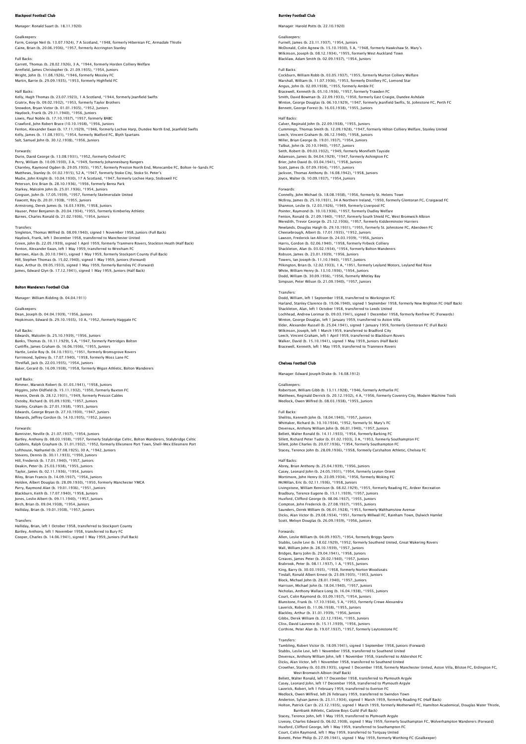## Blackpool Football Club

Manager: Ronald Suart (b. 18.11.1920)

Goalkeepers:
Farm, George Neil (b. 13.07.1924), 7 A Scotland, *1948, formerly Hibernian FC, Armadale Thistle
Caine, Brian (b. 20.06.1936), *1957, formerly Accrington Stanley

Full Backs:
Garrett, Thomas (b. 28.02.1926), 3 A, *1944, formerly Horden Colliery Welfare
Armfield, James Christopher (b. 21.09.1935), *1954, Juniors
Wright, John (b. 11.08.1926), *1946, formerly Mossley FC
Martin, Barrie (b. 29.09.1935), *1953, formerly Highfield FC

Half Backs:
Kelly, Hugh Thomas (b. 23.07.1923), 1 A Scotland, *1944, formerly Jeanfield Swifts
Gratrix, Roy (b. 09.02.1932), *1953, formerly Taylor Brothers
Snowdon, Bryan Victor (b. 01.01.1935), *1952, Juniors
Haydock, Frank (b. 29.11.1940), *1956, Juniors
Lowis, Paul Noble (b. 17.10.1937), *1957, formerly BABC
Crawford, John Robert Bruce (10.10.1938), *1956, Juniors
Fenton, Alexander Ewan (b. 17.11.1929), *1946, formerly Lochee Harp, Dundee North End, Jeanfield Swifts
Kelly, James (b. 11.08.1931), *1954, formerly Watford FC, Blyth Spartans
Salt, Samuel John (b. 30.12.1938), *1956, Juniors

Forwards:
Durie, David George (b. 13.08.1931), *1952, formerly Oxford FC
Perry, William (b. 10.09.1930), 3 A, *1949, formerly Johannesburg Rangers
Charnley, Raymond Ogden (b. 29.05.1935), *1957, formerly Preston North End, Morecambe FC, Bolton-le-Sands FC
Matthews, Stanley (b. 01.02.1915), 52 A, *1947, formerly Stoke City, Stoke St. Peter's
Mudie, John Knight (b. 10.04.1930), 17 A Scotland, *1947, formerly Lochee Harp, Stobswell FC
Peterson, Eric Brian (b. 28.10.1936), *1956, formerly Berea Park
Starkey, Malcolm John (b. 25.01.1936), *1954, Juniors
Gregson, John (b. 17.05.1939), *1957, formerly Skelmersdale United
Fawcett, Roy (b. 20.01.1938), *1955, Juniors
Armstrong, Derek James (b. 16.03.1939), *1958, Juniors
Hauser, Peter Benjamin (b. 20.04.1934), *1955, formerly Kimberley Athletic
Barnes, Charles Ronald (b. 21.02.1936), *1954, Juniors

Transfers:
Singleton, Thomas Wilfred (b. 08.09.1940), signed 1 November 1958, Juniors (Full Back)
Haydock, Frank, left 1 December 1958, transferred to Manchester United
Green, John (b. 22.05.1939), signed 1 April 1959, formerly Tranmere Rovers, Stockton Heath (Half Back)
Fenton, Alexander Ewan, left 1 May 1959, transferred to Wrexham FC
Burrows, Alan (b. 20.10.1941), signed 1 May 1959, formerly Stockport County (Full Back)
Hill, Stephen Thomas (b. 15.02.1940), signed 1 May 1959, Juniors (Forward)
Kaye, Arthur (b. 09.05.1933), signed 1 May 1959, formerly Barnsley FC (Forward)
James, Edward Glyn (b. 17.12.1941), signed 1 May 1959, Juniors (Half Back)

## Bolton Wanderers Football Club

Manager: William Ridding (b. 04.04.1911)

Goalkeepers:
Dean, Joseph (b. 04.04.1939), *1956, Juniors
Hopkinson, Edward (b. 29.10.1935), 10 A, *1952, formerly Haggate FC

Full Backs:
Edwards, Malcolm (b. 25.10.1939), *1956, Juniors
Banks, Thomas (b. 10.11.1929), 5 A, *1947, formerly Partridges Bolton
Cunliffe, James Graham (b. 16.06.1936), *1955, Juniors
Hartle, Leslie Roy (b. 04.10.1931), *1951, formerly Bromsgrove Rovers
Farrimond, Sydney (b. 17.07.1940), *1958, formerly Moss Lane FC
Threlfall, Jack (b. 22.03.1935), *1954, Juniors
Baker, Gerard (b. 16.09.1938), *1958, formerly Wigan Athletic, Bolton Wanderers

Half Backs:
Rimmer, Warwick Robert (b. 01.03.1941), *1958, Juniors
Higgins, John Oldfield (b. 15.11.1932), *1950, formerly Buxton FC
Hennin, Derek (b. 28.12.1931), *1949, formerly Prescot Cables
Oxtoby, Richard (b. 05.09.1939), *1957, Juniors
Stanley, Graham (b. 27.01.1938), *1955, Juniors
Edwards, George Bryan (b. 27.10.1930), *1947, Juniors
Edwards, Jeffrey Gordon (b. 14.10.1935), *1952, Juniors

Forwards:
Bannister, Neville (b. 21.07.1937), *1954, Juniors
Bartley, Anthony (b. 08.03.1938), *1957, formerly Stalybridge Celtic, Bolton Wanderers, Stalybridge Celtic
Gubbins, Ralph Grayham (b. 31.01.1932), *1952, formerly Ellesmere Port Town, Shell-Mex Ellesmere Port
Lofthouse, Nathaniel (b. 27.08.1925), 30 A, *1942, Juniors
Stevens, Dennis (b. 30.11.1933), *1950, Juniors
Hill, Frederick (b. 17.01.1940), *1957, Juniors
Deakin, Peter (b. 25.03.1938), *1955, Juniors
Taylor, James (b. 02.11.1936), *1954, Juniors
Riley, Brian Francis (b. 14.09.1937), *1954, Juniors
Holden, Albert Douglas (b. 28.09.1930), *1950, formerly Manchester YMCA
Parry, Raymond Alan (b. 19.01.1936), *1951, Juniors
Blackburn, Keith (b. 17.07.1940), *1958, Juniors
Jones, Leslie Albert (b. 09.11.1940), *1957, Juniors
Birch, Brian (b. 09.04.1938), *1954, Juniors
Halliday, Brian (b. 19.01.1938), *1957, Juniors

Transfers:
Halliday, Brian, left 1 October 1958, transferred to Stockport County
Bartley, Anthony, left 1 November 1958, transferred to Bury FC
Cooper, Charles (b. 14.06.1941), signed 1 May 1959, Juniors (Full Back)

## Burnley Football Club

Manager: Harold Potts (b. 22.10.1920)

Goalkeepers:
Furnell, James (b. 23.11.1937), *1954, Juniors
McDonald, Colin Agnew (b. 15.10.1930), 5 A, *1948, formerly Hawkshaw St. Mary's
Wilkinson, Joseph (b. 08.12.1934), *1955, formerly West Auckland Town
Blacklaw, Adam Smith (b. 02.09.1937), *1954, Juniors

Full Backs:
Cockburn, William Robb (b. 03.05.1937), *1955, formerly Murton Colliery Welfare
Marshall, William (b. 11.07.1936), *1953, formerly Distillery FC, Lomond Star
Angus, John (b. 02.09.1938), *1955, formerly Amble FC
Bracewell, Kenneth (b. 05.10.1936), *1957, formerly Trawden FC
Smith, David Bowman (b. 22.09.1933), *1950, formerly East Craigie, Dundee Ashdale
Winton, George Douglas (b. 06.10.1929), *1947, formerly Jeanfield Swifts, St. Johnstone FC, Perth FC
Bennett, George Forest (b. 16.03.1938), *1955, Juniors

Half Backs:
Calver, Reginald John (b. 22.09.1938), *1955, Juniors
Cummings, Thomas Smith (b. 12.09.1928), *1947, formerly Hilton Colliery Welfare, Stanley United
Leech, Vincent Graham (b. 06.12.1940), *1958, Juniors
Miller, Brian George (b. 19.01.1937), *1954, Juniors
Talbut, John (b. 20.10.1940), *1957, Juniors
Seith, Robert (b. 09.03.1932), *1949, formerly Monifieth Tayside
Adamson, James (b. 04.04.1929), *1947, formerly Ashington FC
Brier, John David (b. 03.04.1941), *1958, Juniors
Scott, James (b. 07.09.1934), *1951, Juniors
Jackson, Thomas Anthony (b. 16.08.1942), *1958, Juniors
Joyce, Walter (b. 10.09.1937), *1954, Juniors

Forwards:
Connelly, John Michael (b. 18.08.1938), *1956, formerly St. Helens Town
McIlroy, James (b. 25.10.1931), 34 A Northern Ireland, *1950, formerly Glentoran FC, Craigavad FC
Shannon, Leslie (b. 12.03.1926), *1949, formerly Liverpool FC
Pointer, Raymond (b. 10.10.1936), *1957, formerly Dudley Welfare
Fenton, Ronald (b. 21.09.1940), *1957, formerly South Shield FC, West Bromwich Albion
Meredith, Trevor George (b. 25.12.1936), *1957, formerly Kidderminster Harriers
Newlands, Douglas Haigh (b. 29.10.1931), *1955, formerly St. Johnstone FC, Aberdeen FC
Cheesebrough, Albert (b. 17.01.1935), *1952, Juniors
Lawson, Frederick Ian Allison (b. 24.03.1939), *1956, Juniors
Harris, Gordon (b. 02.06.1940), *1958, formerly Firbeck Colliery
Shackleton, Alan (b. 03.02.1934), *1954, formerly Bolton Wanderers
Robson, James (b. 23.01.1939), *1956, Juniors
Towers, Ian Joseph (b. 11.10.1940), *1957, Juniors
Pilkington, Brian (b. 12.02.1933), 1 A, *1951, formerly Leyland Motors, Leyland Red Rose
White, William Henry (b. 13.10.1936), *1954, Juniors
Dodd, William (b. 30.09.1936), *1956, formerly Whitley Bay
Simpson, Peter Wilson (b. 21.09.1940), *1957, Juniors

Transfers:
Dodd, William, left 1 September 1958, transferred to Workington FC
Harland, Stanley Clarence (b. 19.06.1940), signed 1 September 1958, formerly New Brighton FC (Half Back)
Shackleton, Alan, left 1 October 1958, transferred to Leeds United
Lochhead, Andrew Lorimar (b. 09.03.1941), signed 1 December 1958, formerly Renfrew FC (Forwards)
Winton, George Douglas, left 1 January 1959, transferred to Aston Villa
Elder, Alexander Russell (b. 25.04.1941), signed 1 January 1959, formerly Glentoran FC (Full Back)
Wilkinson, Joseph, left 1 March 1959, transferred to Bradford City
Leech, Vincent Graham, left 1 April 1959, transferred to Blackburn Rovers
Walker, David (b. 15.10.1941), signed 1 May 1959, Juniors (Half Back)
Bracewell, Kenneth, left 1 May 1959, transferred to Tranmere Rovers

## Chelsea Football Club

Manager: Edward Joseph Drake (b. 16.08.1912)

Goalkeepers:
Robertson, William Gibb (b. 13.11.1928), *1946, formerly Arthurlie FC
Matthews, Reginald Derrick (b. 20.12.1932), 4 A, *1956, formerly Coventry City, Modern Machine Tools
Medlock, Owen Wilfred (b. 08.03.1938), *1955, Juniors

Full Backs:
Shellito, Kenneth John (b. 18.04.1940), *1957, Juniors
Whittaker, Richard (b. 10.10.1934), *1952, formerly St. Mary's FC
Devereux, Anthony William John (b. 06.01.1940), *1957, Juniors
Bellett, Walter Ronald (b. 14.11.1933), *1954, formerly Barking FC
Sillett, Richard Peter Tudor (b. 01.02.1933), 3 A, *1953, formerly Southampton FC
Sillett, John Charles (b. 20.07.1936), *1954, formerly Southampton FC
Stacey, Terence John (b. 28.09.1936), *1958, formerly Carshalton Athletic, Chelsea FC

Half Backs:
Abrey, Brian Anthony (b. 25.04.1939), *1956, Juniors
Casey, Leonard John (b. 24.05.1931), *1954, formerly Leyton Orient
Mortimore, John Henry (b. 23.09.1934), *1956, formerly Woking FC
McMillan, Eric (b. 02.11.1936), *1958, Juniors
Livingstone, William Rennison (b. 08.02.1929), *1955, formerly Reading FC, Ardeer Recreation
Bradbury, Terence Eugene (b. 15.11.1939), *1957, Juniors
Huxford, Clifford George (b. 08.06.1937), *1955, Juniors
Compton, John Frederick (b. 27.08.1937), *1955, Juniors
Saunders, Derek William (b. 06.01.1928), *1953, formerly Walthamstow Avenue
Dicks, Alan Victor (b. 29.08.1934), *1951, formerly Millwall FC, Rainham Town, Dulwich Hamlet
Scott, Melvyn Douglas (b. 26.09.1939), *1956, Juniors

Forwards:
Allen, Leslie William (b. 04.09.1937), *1954, formerly Briggs Sports
Stubbs, Leslie Levi (b. 18.02.1929), *1952, formerly Southend United, Great Wakering Rovers
Wall, William John (b. 28.10.1939), *1957, Juniors
Bridges, Barry John (b. 29.04.1941), *1958, Juniors
Greaves, James Peter (b. 20.02.1940), *1957, Juniors
Brabrook, Peter (b. 08.11.1937), 1 A, *1955, Juniors
King, Barry (b. 30.03.1935), *1958, formerly Norton Woodseats
Tindall, Ronald Albert Ernest (b. 23.09.1935), *1953, Juniors
Block, Michael John (b. 28.01.1940), *1957, Juniors
Harrison, Michael John (b. 18.04.1940), *1957, Juniors
Nicholas, Anthony Wallace Long (b. 16.04.1938), *1955, Juniors
Court, Colin Raymond (b. 03.09.1937), *1954, Juniors
Blunstone, Frank (b. 17.10.1934), 5 A, *1953, formerly Crewe Alexandra
Laverick, Robert (b. 11.06.1938), *1955, Juniors
Blackley, Arthur (b. 31.01.1939), *1956, Juniors
Gibbs, Derek William (b. 22.12.1934), *1955, Juniors
Cliss, David Laurence (b. 15.11.1939), *1956, Juniors
Corthine, Peter Alan (b. 19.07.1937), *1957, formerly Leytonstone FC

Transfers:
Tambling, Robert Victor (b. 18.09.1941), signed 1 September 1958, Juniors (Forward)
Stubbs, Leslie Levi, left 1 November 1958, transferred to Southend United
Devereux, Anthony William John, left 1 November 1958, transferred to Aldershot FC
Dicks, Alan Victor, left 1 November 1958, transferred to Southend United
Crowther, Stanley (b. 03.09.1935), signed 1 December 1958, formerly Manchester United, Aston Villa, Bilston FC, Erdington FC, West Bromwich Albion (Half Back)
Bellett, Walter Ronald, left 17 December 1958, transferred to Plymouth Argyle
Casey, Leonard John, left 17 December 1958, transferred to Plymouth Argyle
Laverick, Robert, left 1 February 1959, transferred to Everton FC
Medlock, Owen Wilfred, left 26 February 1959, transferred to Swindon Town
Anderton, Sylvan James (b. 23.11.1934), signed 1 March 1959, formerly Reading FC (Half Back)
Holton, Patrick Carr (b. 23.12.1935), signed 1 March 1959, formerly Motherwell FC, Hamilton Academical, Douglas Water Thistle, Burnbank Athletic, Cadzow Boys Guild (Full Back)
Stacey, Terence John, left 1 May 1959, transferred to Plymouth Argyle
Livesey, Charles Edward (b. 06.02.1938), signed 1 May 1959, formerly Southampton FC, Wolverhampton Wanderers (Forward)
Huxford, Clifford George, left 1 May 1959, transferred to Southampton FC
Court, Colin Raymond, left 1 May 1959, transferred to Torquay United
Bonetti, Peter Philip (b. 27.09.1941), signed 1 May 1959, formerly Worthing FC (Goalkeeper)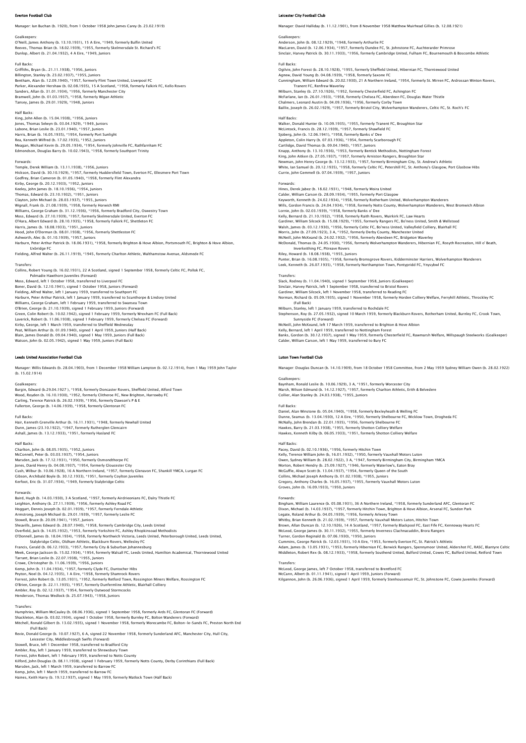## Everton Football Club

Manager: Ian Buchan (b. 1920), from 1 October 1958 John James Carey (b. 23.02.1919)

Goalkeepers:
O'Neill, James Anthony (b. 13.10.1931), 15 A Eire, *1949, formerly Bulfin United
Reeves, Thomas Brian (b. 18.02.1939), *1955, formerly Skelmersdale St. Richard's FC
Dunlop, Albert (b. 21.04.1932), 4 A Eire, *1949, Juniors

Full Backs:
Griffiths, Bryan (b.. 21.11.1938), *1956, Juniors
Billington, Stanley (b. 23.02.1937), *1955, Juniors
Bentham, Alan (b. 12.09.1940), *1957, formerly Flint Town United, Liverpool FC
Parker, Alexander Hershaw (b. 02.08.1935), 15 A Scotland, *1958, formerly Falkirk FC, Kello Rovers
Sanders, Allan (b. 31.01.1934), *1956, formerly Manchester City
Bramwell, John (b. 01.03.1937), *1958, formerly Wigan Athletic
Tansey, James (b. 29.01.1929), *1948, Juniors

Half Backs:
King, John Allen (b. 15.04.1938), *1956, Juniors
Jones, Thomas Selwyn (b. 03.04.1929), *1949, Juniors
Labone, Brian Leslie (b. 23.01.1940), *1957, Juniors
Harris, Brian (b. 16.05.1935), *1954, formerly Port Sunlight
Rea, Kenneth Wilfred (b. 17.02.1935), *1952, Juniors
Meagan, Michael Kevin (b. 29.05.1934), *1954, formerly Johnville FC, Rathfarnham FC
Edmondson, Douglas Barry (b. 10.02.1943), *1958, formerly Southport Trinity

Forwards:
Temple, Derek William (b. 13.11.1938), *1956, Juniors
Hickson, David (b. 30.10.1929), *1957, formerly Huddersfield Town, Everton FC, Ellesmere Port Town
Godfrey, Brian Cameron (b. 01.05.1940), *1958, formerly Flint Alexandra
Kirby, George (b. 20.12.1933), *1952, Juniors
Keeley, John James (b. 18.10.1936), *1954, Juniors
Thomas, Edward (b. 23.10.1932), *1951, Juniors
Clayton, John Michael (b. 28.03.1937), *1955, Juniors
Wignall, Frank (b. 21.08.1939), *1958, formerly Horwich RMI
Williams, George Graham (b. 31.12.1936), *1956, formerly Bradford City, Oswestry Town
Moss, Edward (b. 27.10.1939), *1957, formerly Skelmersdale United, Everton FC
O'Hara, Albert Edward (b. 28.10.1935), *1958, formerly Falkirk FC, Shettleton FC
Harris, James (b. 18.08.1933), *1951, Juniors
Hood, John O'Dorman (b. 08.01.1938), *1956, formerly Shettleston FC
Ashworth, Alec (b. 01.10.1939), *1957, Juniors
Harburn, Peter Arthur Patrick (b. 18.06.1931), *1958, formerly Brighton & Hove Albion, Portsmouth FC, Brighton & Hove Albion, Uxbridge FC
Fielding, Alfred Walter (b. 26.11.1919), *1945, formerly Charlton Athletic, Walthamstow Avenue, Aldsmede FC

Transfers:
Collins, Robert Young (b. 16.02.1931), 22 A Scotland, signed 1 September 1958, formerly Celtic FC, Pollok FC, Polmadie Hawthorn Juveniles (Forward)
Moss, Edward, left 1 October 1958, transferred to Liverpool FC
Boner, David (b. 12.10.1941), signed 1 October 1958, Juniors (Forward)
Fielding, Alfred Walter, left 1 January 1959, transferred to Southport FC
Harburn, Peter Arthur Patrick, left 1 January 1959, transferred to Scunthorpe & Lindsey United
Williams, George Graham, left 1 February 1959, transferred to Swansea Town
O'Brien, George (b. 21.10.1939), signed 1 February 1959, Juniors (Forward)
Green, Colin Robert (b. 10.02.1942), signed 1 February 1959, formerly Wrexham FC (Full Back)
Laverick, Robert (b. 11.06.1938), signed 1 February 1959, formerly Chelsea FC (Forward)
Kirby, George, left 1 March 1959, transferred to Sheffield Wednesday
Peat, William Arthur (b. 01.09.1940), signed 1 April 1959, Juniors (Half Back)
Blain, James Donald (b. 09.04.1940), signed 1 May 1959, Juniors (Full Back)
Watson, John (b. 02.05.1942), signed 1 May 1959, Juniors (Full Back)

## Leeds United Association Football Club

Manager: Willis Edwards (b. 28.04.1903), from 1 December 1958 William Lampton (b. 02.12.1914), from 1 May 1959 John Taylor (b. 15.02.1914)

Goalkeepers:
Burgin, Edward (b.29.04.1927 ), *1958, formerly Doncaster Rovers, Sheffield United, Alford Town
Wood, Royden (b. 16.10.1930), *1952, formerly Clitheroe FC, New Brighton, Harrowby FC
Carling, Terence Patrick (b. 26.02.1939), *1956, formerly Dawson's P & E
Fullerton, George (b. 14.06.1939), *1958, formerly Glentoran FC

Full Backs:
Hair, Kenneth Grenville Arthur (b. 16.11.1931), *1948, formerly Newhall United
Dunn, James (23.10.1922), *1947, formerly Rutherglen Glencairn
Ashall, James (b. 13.12.1933), *1951, formerly Hasland FC

Half Backs:
Charlton, John (b. 08.05.1935), *1952, Juniors
McConnell, Peter (b. 03.03.1937), *1954, Juniors
Marsden, Jack (b. 17.12.1931), *1950, formerly Osmondthorpe FC
Jones, David Henry (b. 04.08.1937), *1954, formerly Gloucester City
Cush, Wilbur (b. 10.06.1928), 16 A Northern Ireland, *1957, formerly Glenavon FC, Shankill YMCA, Lurgan FC
Gibson, Archibald Boyle (b. 30.12.1933), *1951, formerly Coylton Juveniles
Kerfoot, Eric (b. 31.07.1934), *1949, formerly Stalybridge Celtic

Forwards:
Baird, Hugh (b. 14.03.1930), 3 A Scotland, *1957, formerly Airdrieonians FC, Dalry Thistle FC
Leighton, Anthony (b. 27.11.1939), *1956, formerly Ashley Road FC
Hoggart, Dennis Joseph (b. 02.01.1939), *1957, formerly Ferndale Athletic
Armstrong, Joseph Michael (b. 29.01.1939), *1957, formerly Leslie FC
Stowell, Bruce (b. 20.09.1941), *1957, Juniors
Sheavills, James Edward (b. 28.07.1940), *1958, formerly Cambridge City, Leeds United
Overfield, Jack (b. 14.05.1932), *1953, formerly Yorkshire FC, Ashley Rhopkinsoad Methodists
O'Donnell, James (b. 18.04.1934), *1958, formerly Northwich Victoria, Leeds United, Peterborough United, Leeds United, Stalybridge Celtic, Oldham Athletic, Blackburn Rovers, Wellesley FC
Francis, Gerald (b. 06.12.1933), *1957, formerly City & Suburban Johannesburg
Meek, George Jackson (b. 15.02.1934), *1954, formerly Walsall FC, Leeds United, Hamilton Academical, Thorniewood United
Tarrant, Brian Leslie (b. 22.07.1938), *1955, Juniors
Crowe, Christopher (b. 11.06.1939), *1956, Juniors
Kemp, John (b. 11.04.1934), *1957, formerly Clyde FC, Duntocher Hibs
Peyton, Noel (b. 04.12.1935), 1 A Eire, *1958, formerly Shamrock Rovers
Forrest, John Robert (b. 13.05.1931), *1952, formerly Retford Town, Rossington Miners Welfare, Rossington FC
O'Brien, George (b. 22.11.1935), *1957, formerly Dunfermline Athletic, Blairhall Colliery
Ambler, Roy (b. 02.12.1937), *1954, formerly Outwood Stormcocks
Henderson, Thomas Wedlock (b. 25.07.1943), *1958, Juniors

Transfers:
Humphries, William McCauley (b. 08.06.1936), signed 1 September 1958, formerly Ards FC, Glentoran FC (Forward)
Shackleton, Alan (b. 03.02.1934), signed 1 October 1958, formerly Burnley FC, Bolton Wanderers (Forward)
Mitchell, Ronald Gilbert (b. 13.02.1935), signed 1 November 1958, formerly Morecambe FC, Bolton-le-Sands FC, Preston North End (Full Back)
Revie, Donald George (b. 10.07.1927), 6 A, signed 22 November 1958, formerly Sunderland AFC, Manchester City, Hull City, Leicester City, Middlesbrough Swifts (Forward)
Stowell, Bruce, left 1 December 1958, transferred to Bradford City
Ambler, Roy, left 1 January 1959, transferred to Shrewsbury Town
Forrest, John Robert, left 1 February 1959, transferred to Notts County
Kilford, John Douglas (b. 08.11.1938), signed 1 February 1959, formerly Notts County, Derby Corinthians (Full Back)
Marsden, Jack, left 1 March 1959, transferred to Barrow FC
Kemp, John, left 1 March 1959, transferred to Barrow FC
Haines, Keith Harry (b. 19.12.1937), signed 1 May 1959, formerly Matlock Town (Half Back)

## Leicester City Football Club

Manager: David Halliday (b. 11.12.1901), from 8 November 1958 Matthew Muirhead Gillies (b. 12.08.1921)

Goalkeepers:
Anderson, John (b. 08.12.1929), *1948, formerly Arthurlie FC
MacLaren, David (b. 12.06.1934), *1957, formerly Dundee FC, St. Johnstone FC, Auchterarder Primrose
Sinclair, Harvey Patrick (b. 30.11.1933), *1956, formerly Cambridge United, Fulham FC, Bournemouth & Boscombe Athletic

Full Backs:
Ogilvie, John Forest (b. 28.10.1928), *1955, formerly Sheffield United, Hibernian FC, Thorniewood United
Agnew, David Young (b. 04.08.1939), *1958, formerly Saxone FC
Cunningham, William Edward (b. 20.02.1930), 21 A Northern Ireland, *1954, formerly St. Mirren FC, Ardrossan Winton Rovers, Tranent FC, Renfrew Waverley
Milburn, Stanley (b. 27.10.1926), *1952, formerly Chesterfield FC, Ashington FC
McFarlane, Ian (b. 26.01.1933), *1958, formerly Chelsea FC, Aberdeen FC, Douglas Water Thistle
Chalmers, Leonard Austin (b. 04.09.1936), *1956, formerly Corby Town
Baillie, Joseph (b. 26.02.1929), *1957, formerly Bristol City, Wolverhampton Wanderers, Celtic FC, St. Roch's FC

Half Backs:
Walker, Donald Hunter (b. 10.09.1935), *1955, formerly Tranent FC, Broughton Star
McLintock, Francis (b. 28.12.1939), *1957, formerly Shawfield FC
Sjoberg, John (b. 12.06.1941), *1958, formerly Banks o' Dee
Appleton, Colin Harry (b. 07.03.1936), *1954, formerly Scarborough FC
Cartlidge, David Thomas (b. 09.04.1940), *1957, Juniors
Knapp, Anthony (b. 13.10.1936), *1953, formerly Bentick Methodists, Nottingham Forest
King, John Aitken (b. 27.05.1937), *1957, formerly Arniston Rangers, Broughton Star
Newman, John Henry George (b. 13.12.1933), *1957, formerly Birmingham City, St. Andrew's Athletic
White, Ian Samuel (b. 20.12.1935), *1958, formerly Celtic FC, Petershill FC, St. Anthony's Glasgow, Port Glasbow Hibs
Currie, John Gemmell (b. 07.04.1939), *1957, Juniors

Forwards:
Hines, Derek Jabez (b. 18.02.1931), *1948, formerly Moira United
Calder, William Carson (b. 28.09.1934), *1955, formerly Port Glasgow
Keyworth, Kenneth (b. 24.02.1934), *1958, formerly Rotherham United, Wolverhampton Wanderers
Wills, Gordon Francis (b. 24.04.1934), *1958, formerly Notts County, Wolverhampton Wanderers, West Bromwich Albion
Lornie, John (b. 02.03.1939), *1958, formerly Banks o' Dee
Kelly, Bernard (b. 21.10.1932), *1958, formerly Raith Rovers, Muirkirk FC, Law Hearts
Gardiner, William Silcock (b. 15.08.1929), *1955, formerly Rangers FC, Bo'ness United, Smith & Wellstood
Walsh, James (b. 03.12.1930), *1956, formerly Celtic FC, Bo'ness United, Valleyfield Colliery, Blairhall FC
Morris, John (b. 27.09.1923), 3 A, *1952, formerly Derby County, Manchester United
McNeill, John McKeand (b. 24.02.1932), *1956, formerly Aberdeen FC, Bridgeton Waverley
McDonald, Thomas (b. 24.05.1930), *1956, formerly Wolverhampton Wanderers, Hibernian FC, Rosyth Recreation, Hill o' Beath, Inverkeithing FC, Pitreave Rovers
Riley, Howard (b. 18.08.1938), *1955, Juniors
Punter, Brian (b. 16.08.1935), *1958, formerly Bromsgrove Rovers, Kidderminster Harriers, Wolverhampton Wanderers
Leek, Kenneth (b. 26.07.1935), *1958, formerly Northampton Town, Pontypridd FC, Ynysybwl FC

Transfers:
Slack, Rodney (b. 11.04.1940), signed 1 September 1958, Juniors (Goalkeeper)
Sinclair, Harvey Patrick, left 1 September 1958, transferred to Bristol Rovers
Gardiner, William Silcock, left 1 November 1958, transferred to Reading FC
Norman, Richard (b. 05.09.1935), signed 1 November 1958, formerly Horden Colliery Welfare, Ferryhill Athletic, Throckley FC (Full Back)
Milburn, Stanley, left 1 January 1959, transferred to Rochdale FC
Stephenson, Roy (b. 27.05.1932), signed 10 March 1959, formerly Blackburn Rovers, Rotherham United, Burnley FC, Crook Town, Sunnyside FC (Forward)
McNeill, John McKeand, left 17 March 1959, transferred to Brighton & Hove Albion
Kelly, Bernard, left 1 April 1959, transferred to Nottingham Forest
Banks, Gordon (b. 30.12.1937), signed 1 May 1959, formerly Chesterfield FC, Rawmarsh Welfare, Millspaugh Steelworks (Goalkeeper)
Calder, William Carson, left 1 May 1959, transferred to Bury FC

## Luton Town Football Club

Manager: Douglas Duncan (b. 14.10.1909), from 18 October 1958 Committee, from 2 May 1959 Sydney William Owen (b. 28.02.1922)

Goalkeepers:
Baynham, Ronald Leslie (b. 10.06.1929), 3 A, *1951, formerly Worcester City
Marsh, Wilson Edmund (b. 14.12.1927), *1957, formerly Charlton Athletic, Erith & Belvedere
Collier, Alan Stanley (b. 24.03.1938), *1955, Juniors

Full Backs:
Daniel, Alan Winstone (b. 05.04.1940), *1958, formerly Bexleyheath & Welling FC
Dunne, Seamus (b. 13.04.1930), 12 A Eire, *1950, formerly Shelbourne FC, Wicklow Town, Drogheda FC
McNally, John Brendan (b. 22.01.1935), *1956, formerly Shelbourne FC
Hawkes, Barry (b. 21.03.1938), *1955, formerly Shotton Colliery Welfare
Hawkes, Kenneth Kilby (b. 06.05.1933), *1951, formerly Shotton Colliery Welfare

Half Backs:
Pacey, David (b. 02.10.1936), *1956, formerly Hitchin Town
Kelly, Terence William John (b, 16.01.1932), *1950, formerly Vauxhall Motors Luton
Owen, Sydney William (b. 28.02.1922), 3 A, *1947, formerly Birmingham City, Birmingham YMCA
Morton, Robert Hendry (b. 25.09.1927), *1946, formerly Waterlow's, Eaton Bray
McGuffie, Alwyn Scott (b. 13.04.1937), *1954, formerly Queen of the South
Collins, Michael Joseph Anthony (b. 01.02.1938), *1955, Juniors
Gregory, Anthony Charles (b. 16.05.1937), *1955, formerly Vauxhall Motors Luton
Groves, John (b. 16.09.1933), *1950, Juniors

Forwards:
Bingham, William Laurence (b. 05.08.1931), 36 A Northern Ireland, *1958, formerly Sunderland AFC, Glentoran FC
Dixon, Michael (b. 14.03.1937), *1957, formerly Hitchin Town, Brighton & Hove Albion, Arsenal FC, Sundon Park
Legate, Roland Arthur (b. 04.05.1939), *1956, formerly Arlesey Town
Whitby, Brian Kenneth (b. 21.02.1939), *1957, formerly Vauxhall Motors Luton, Hitchin Town
Brown, Allan Duncan (b. 12.10.1926), 14 A Scotland, *1957, formerly Blackpool FC, East Fife FC, Kennoway Hearts FC
McLeod, George James (b. 30.11.1932), *1955, formerly Inverness Clachnacuddin, Brora Rangers
Turner, Gordon Reginald (b. 07.06.1930), *1950, Juniors
Cummins, George Patrick (b. 12.03.1931), 10 A Eire, *1953, formerly Everton FC, St. Patrick's Athletic
Adam, James (b. 13.05.1931), *1953, formerly Hibernian FC, Berwick Rangers, Spennymoor United, Aldershot FC, RASC, Blantyre Celtic
Middleton, Robert Rex (b. 08.12.1933), *1958, formerly Southend United, Bulford United, Cowes FC, Bulford United, Retford Town

Transfers:
McLeod, George James, left 7 October 1958, transferred to Brentford FC
McCann, Albert (b. 01.11.1941), signed 1 April 1959, Juniors (Forward)
Kilgannon, John (b. 26.06.1936), signed 1 April 1959, formerly Stenhousemuir FC, St. Johnstone FC, Cowie Juveniles (Forward)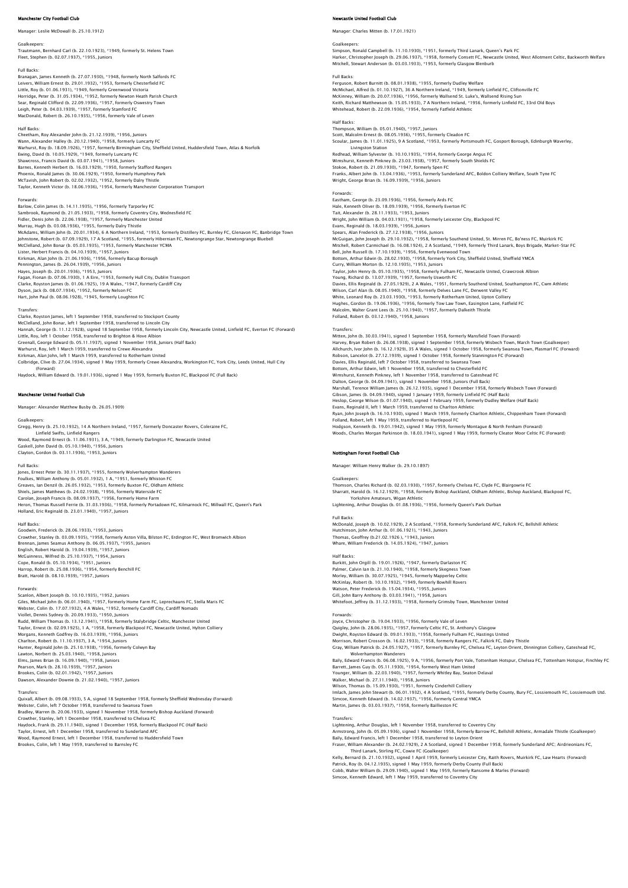## Manchester City Football Club

Manager: Leslie McDowall (b. 25.10.1912)

Goalkeepers:
Trautmann, Bernhard Carl (b. 22.10.1923), *1949, formerly St. Helens Town
Fleet, Stephen (b. 02.07.1937), *1955, Juniors

Full Backs:
Branagan, James Kenneth (b. 27.07.1930), *1948, formerly North Salfords FC
Leivers, William Ernest (b. 29.01.1932), *1953, formerly Chesterfield FC
Little, Roy (b. 01.06.1931), *1949, formerly Greenwood Victoria
Horridge, Peter (b. 31.05.1934), *1952, formerly Newton Heath Parish Church
Sear, Reginald Clifford (b. 22.09.1936), *1957, formerly Oswestry Town
Leigh, Peter (b. 04.03.1939), *1957, formerly Stamford FC
MacDonald, Robert (b. 26.10.1935), *1956, formerly Vale of Leven

Half Backs:
Cheetham, Roy Alexander John (b. 21.12.1939), *1956, Juniors
Wann, Alexander Halley (b. 20.12.1940), *1958, formerly Luncarty FC
Warhurst, Roy (b. 18.09.1926), *1957, formerly Birmingham City, Sheffield United, Huddersfield Town, Atlas & Norfolk
Ewing, David (b. 10.05.1929), *1949, formerly Luncarty FC
Shawcross, Francis David (b. 03.07.1941), *1958, Juniors
Barnes, Kenneth Herbert (b. 16.03.1929), *1950, formerly Stafford Rangers
Phoenix, Ronald James (b. 30.06.1929), *1950, formerly Humphrey Park
McTavish, John Robert (b. 02.02.1932), *1952, formerly Dalry Thistle
Taylor, Kenneth Victor (b. 18.06.1936), *1954, formerly Manchester Corporation Transport

Forwards:
Barlow, Colin James (b. 14.11.1935), *1956, formerly Tarporley FC
Sambrook, Raymond (b. 21.05.1933), *1958, formerly Coventry City, Wednesfield FC
Fidler, Denis John (b. 22.06.1938), *1957, formerly Manchester United
Murray, Hugh (b. 03.08.1936), *1955, formerly Dalry Thistle
McAdams, William John (b. 20.01.1934), 6 A Northern Ireland, *1953, formerly Distillery FC, Burnley FC, Glenavon FC, Banbridge Town
Johnstone, Robert (b. 07.09.1929), 17 A Scotland, *1955, formerly Hibernian FC, Newtongrange Star, Newtongrange Bluebell
McClelland, John Bonar (b. 05.03.1935), *1953, formerly Manchester YMCA
Lister, Herbert Francis (b. 04.10.1939), *1957, Juniors
Kirkman, Alan John (b. 21.06.1936), *1956, formerly Bacup Borough
Pennington, James (b. 26.04.1939), *1956, Juniors
Hayes, Joseph (b. 20.01.1936), *1953, Juniors
Fagan, Fionan (b. 07.06.1930), 1 A Eire, *1953, formerly Hull City, Dublin Transport
Clarke, Royston James (b. 01.06.1925), 19 A Wales, *1947, formerly Cardiff City
Dyson, Jack (b. 08.07.1934), *1952, formerly Nelson FC
Hart, John Paul (b. 08.06.1928), *1945, formerly Loughton FC

Transfers:
Clarke, Royston James, left 1 September 1958, transferred to Stockport County
McClelland, John Bonar, left 1 September 1958, transferred to Lincoln City
Hannah, George (b. 11.12.1928), signed 18 September 1958, formerly Lincoln City, Newcastle United, Linfield FC, Everton FC (Forward)
Little, Roy, left 1 October 1958, transferred to Brighton & Hove Albion
Greenall, George Edward (b. 05.11.1937), signed 1 November 1958, Juniors (Half Back)
Warhurst, Roy, left 1 March 1959, transferred to Crewe Alexandra
Kirkman, Alan John, left 1 March 1959, transferred to Rotherham United
Colbridge, Clive (b. 27.04.1934), signed 1 May 1959, formerly Crewe Alexandra, Workington FC, York City, Leeds United, Hull City (Forward)
Haydock, William Edward (b. 19.01.1936), signed 1 May 1959, formerly Buxton FC, Blackpool FC (Full Back)

## Manchester United Football Club

Manager: Alexander Matthew Busby (b. 26.05.1909)

Goalkeepers:
Gregg, Henry (b. 25.10.1932), 14 A Northern Ireland, *1957, formerly Doncaster Rovers, Coleraine FC, Linfield Swifts, Linfield Rangers
Wood, Raymond Ernest (b. 11.06.1931), 3 A, *1949, formerly Darlington FC, Newcastle United
Gaskell, John David (b. 05.10.1940), *1956, Juniors
Clayton, Gordon (b. 03.11.1936), *1953, Juniors

Full Backs:
Jones, Ernest Peter (b. 30.11.1937), *1955, formerly Wolverhampton Wanderers
Foulkes, William Anthony (b. 05.01.1932), 1 A, *1951, formerly Whiston FC
Greaves, Ian Denzil (b. 26.05.1932), *1953, formerly Buxton FC, Oldham Athletic
Shiels, James Matthews (b. 24.02.1938), *1956, formerly Waterside FC
Carolan, Joseph Francis (b. 08.09.1937), *1956, formerly Home Farm
Heron, Thomas Russell Ferrie (b. 31.03.1936), *1958, formerly Portadown FC, Kilmarnock FC, Millwall FC, Queen's Park
Holland, Eric Reginald (b. 23.01.1940), *1957, Juniors

Half Backs:
Goodwin, Frederick (b. 28.06.1933), *1953, Juniors
Crowther, Stanley (b. 03.09.1935), *1958, formerly Aston Villa, Bilston FC, Erdington FC, West Bromwich Albion
Brennan, James Seamus Anthony (b. 06.05.1937), *1955, Juniors
English, Robert Harold (b. 19.04.1939), *1957, Juniors
McGuinness, Wilfred (b. 25.10.1937), *1954, Juniors
Cope, Ronald (b. 05.10.1934), *1951, Juniors
Harrop, Robert (b. 25.08.1936), *1954, formerly Benchill FC
Bratt, Harold (b. 08.10.1939), *1957, Juniors

Forwards:
Scanlon, Albert Joseph (b. 10.10.1935), *1952, Juniors
Giles, Michael John (b. 06.01.1940), *1957, formerly Home Farm FC, Leprechauns FC, Stella Maris FC
Webster, Colin (b. 17.07.1932), 4 A Wales, *1952, formerly Cardiff City, Cardiff Nomads
Viollet, Dennis Sydney (b. 20.09.1933), *1950, Juniors
Rudd, William Thomas (b. 13.12.1941), *1958, formerly Stalybridge Celtic, Manchester United
Taylor, Ernest (b. 02.09.1925), 1 A, *1958, formerly Blackpool FC, Newcastle United, Hylton Colliery
Morgans, Kenneth Godfrey (b. 16.03.1939), *1956, Juniors
Charlton, Robert (b. 11.10.1937), 3 A, *1954, Juniors
Hunter, Reginald John (b. 25.10.1938), *1956, formerly Colwyn Bay
Lawton, Norbert (b. 25.03.1940), *1958, Juniors
Elms, James Brian (b. 16.09.1940), *1958, Juniors
Pearson, Mark (b. 28.10.1939), *1957, Juniors
Brookes, Colin (b. 02.01.1942), *1957, Juniors
Dawson, Alexander Downie (b. 21.02.1940), *1957, Juniors

Transfers:
Quixall, Albert (b. 09.08.1933), 5 A, signed 18 September 1958, formerly Sheffield Wednesday (Forward)
Webster, Colin, left 7 October 1958, transferred to Swansea Town
Bradley, Warren (b. 20.06.1933), signed 1 November 1958, formerly Bishop Auckland (Forward)
Crowther, Stanley, left 1 December 1958, transferred to Chelsea FC
Haydock, Frank (b. 29.11.1940), signed 1 December 1958, formerly Blackpool FC (Half Back)
Taylor, Ernest, left 1 December 1958, transferred to Sunderland AFC
Wood, Raymond Ernest, left 1 December 1958, transferred to Huddersfield Town
Brookes, Colin, left 1 May 1959, transferred to Barnsley FC

## Newcastle United Football Club

Manager: Charles Mitten (b. 17.01.1921)

Goalkeepers:
Simpson, Ronald Campbell (b. 11.10.1930), *1951, formerly Third Lanark, Queen's Park FC
Harker, Christopher Joseph (b. 29.06.1937), *1958, formerly Consett FC, Newcastle United, West Allotment Celtic, Backworth Welfare
Mitchell, Stewart Anderson (b. 03.03.1933), *1953, formerly Glasgow Blenburb

Full Backs:
Ferguson, Robert Burnitt (b. 08.01.1938), *1955, formerly Dudley Welfare
McMichael, Alfred (b. 01.10.1927), 36 A Northern Ireland, *1949, formerly Linfield FC, Cliftonville FC
McKinney, William (b. 20.07.1936), *1956, formerly Wallsend St. Luke's, Wallsend Rising Sun
Keith, Richard Matthewson (b. 15.05.1933), 7 A Northern Ireland, *1956, formerly Linfield FC, 33rd Old Boys
Whitehead, Robert (b. 22.09.1936), *1954, formerly Fatfield Athletic

Half Backs:
Thompson, William (b. 05.01.1940), *1957, Juniors
Scott, Malcolm Ernest (b. 08.05.1936), *1955, formerly Cleadon FC
Scoular, James (b. 11.01.1925), 9 A Scotland, *1953, formerly Portsmouth FC, Gosport Borough, Edinburgh Waverley, Livingston Station
Redhead, William Sylvester (b. 10.10.1935), *1954, formerly George Angus FC
Wimshurst, Kenneth Pinkney (b. 23.03.1938), *1957, formerly South Shields FC
Stokoe, Robert (b. 21.09.1930), *1947, formerly Spen FC
Franks, Albert John (b. 13.04.1936), *1953, formerly Sunderland AFC, Boldon Colliery Welfare, South Tyne FC
Wright, George Brian (b. 16.09.1939), *1956, Juniors

Forwards:
Eastham, George (b. 23.09.1936), *1956, formerly Ards FC
Hale, Kenneth Oliver (b. 18.09.1939), *1956, formerly Everton FC
Tait, Alexander (b. 28.11.1933), *1953, Juniors
Wright, John William (b. 04.03.1931), *1958, formerly Leicester City, Blackpool FC
Evans, Reginald (b. 18.03.1939), *1956, Juniors
Spears, Alan Frederick (b. 27.12.1938), *1956, Juniors
McGuigan, John Joseph (b. 29.10.1932), *1958, formerly Southend United, St. Mirren FC, Bo'ness FC, Muirkirk FC
Mitchell, Robert Carmichael (b. 16.08.1924), 2 A Scotland, *1949, formerly Third Lanark, Boys Brigade, Market-Star FC
Bell, John Russell (b. 17.10.1939), *1956, formerly Evenwood Town
Bottom, Arthur Edwin (b. 28.02.1930), *1958, formerly York City, Sheffield United, Sheffield YMCA
Curry, William Morton (b. 12.10.1935), *1953, Juniors
Taylor, John Henry (b. 05.10.1935), *1958, formerly Fulham FC, Newcastle United, Crawcrook Albion
Young, Richard (b. 13.07.1939), *1957, formerly Usworth FC
Davies, Ellis Reginald (b. 27.05.1929), 2 A Wales, *1951, formerly Southend United, Southampton FC, Cwm Athletic
Wilson, Carl Alan (b. 08.05.1940), *1958, formerly Delves Lane FC, Derwent Valley FC
White, Leonard Roy (b. 23.03.1930), *1953, formerly Rotherham United, Upton Colliery
Hughes, Gordon (b. 19.06.1936), *1956, formerly Tow Law Town, Easington Lane, Fatfield FC
Malcolm, Walter Grant Lees (b. 25.10.1940), *1957, formerly Dalkeith Thistle
Folland, Robert (b. 03.12.1940), *1958, Juniors

Transfers:
Mitten, John (b. 30.03.1941), signed 1 September 1958, formerly Mansfield Town (Forward)
Harvey, Bryan Robert (b. 26.08.1938), signed 1 September 1958, formerly Wisbech Town, March Town (Goalkeeper)
Allchurch, Ivor John (b. 16.12.1929), 35 A Wales, signed 1 October 1958, formerly Swansea Town, Plasmarl FC (Forward)
Robson, Lancelot (b. 27.12.1939), signed 1 October 1958, formerly Stannington FC (Forward)
Davies, Ellis Reginald, left 7 October 1958, transferred to Swansea Town
Bottom, Arthur Edwin, left 1 November 1958, transferred to Chesterfield FC
Wimshurst, Kenneth Pinkney, left 1 November 1958, transferred to Gateshead FC
Dalton, George (b. 04.09.1941), signed 1 November 1958, Juniors (Full Back)
Marshall, Terence William James (b. 26.12.1935), signed 1 December 1958, formerly Wisbech Town (Forward)
Gibson, James (b. 04.09.1940), signed 1 January 1959, formerly Linfield FC (Half Back)
Heslop, George Wilson (b. 01.07.1940), signed 1 February 1959, formerly Dudley Welfare (Half Back)
Evans, Reginald II, left 1 March 1959, transferred to Charlton Athletic
Ryan, John Joseph (b. 16.10.1930), signed 1 March 1959, formerly Charlton Athletic, Chippenham Town (Forward)
Folland, Robert, left 1 May 1959, transferred to Hartlepool FC
Hodgson, Kenneth (b. 19.01.1942), signed 1 May 1959, formerly Montague & North Fenham (Forward)
Woods, Charles Morgan Parkinson (b. 18.03.1941), signed 1 May 1959, formerly Cleator Moor Celtic FC (Forward)

## Nottingham Forest Football Club

Manager: William Henry Walker (b. 29.10.1897)

Goalkeepers:
Thomson, Charles Richard (b. 02.03.1930), *1957, formerly Chelsea FC, Clyde FC, Blairgowrie FC
Sharratt, Harold (b. 16.12.1929), *1958, formerly Bishop Auckland, Oldham Athletic, Bishop Auckland, Blackpool FC, Yorkshire Amateurs, Wigan Athletic
Lightening, Arthur Douglas (b. 01.08.1936), *1956, formerly Queen's Park Durban

Full Backs:
McDonald, Joseph (b. 10.02.1929), 2 A Scotland, *1958, formerly Sunderland AFC, Falkirk FC, Bellshill Athletic
Hutchinson, John Arthur (b. 01.06.1921), *1943, Juniors
Thomas, Geoffrey (b.21.02.1926 ), *1943, Juniors
Whare, William Frederick (b. 14.05.1924), *1947, Juniors

Half Backs:
Burkitt, John Orgill (b. 19.01.1926), *1947, formerly Darlaston FC
Palmer, Calvin Ian (b. 21.10.1940), *1958, formerly Skegness Town
Morley, William (b. 30.07.1925), *1945, formerly Mapperley Celtic
McKinlay, Robert (b. 10.10.1932), *1949, formerly Bowhill Rovers
Watson, Peter Frederick (b. 15.04.1934), *1955, Juniors
Gill, John Barry Anthony (b. 03.03.1941), *1958, Juniors
Whitefoot, Jeffrey (b. 31.12.1933), *1958, formerly Grimsby Town, Manchester United

Forwards:
Joyce, Christopher (b. 19.04.1933), *1956, formerly Vale of Leven
Quigley, John (b. 28.06.1935), *1957, formerly Celtic FC, St. Anthony's Glasgow
Dwight, Royston Edward (b. 09.01.1933), *1958, formerly Fulham FC, Hastings United
Morrison, Robert Crosson (b. 16.02.1933), *1958, formerly Rangers FC, Falkirk FC, Dalry Thistle
Gray, William Patrick (b. 24.05.1927), *1957, formerly Burnley FC, Chelsea FC, Leyton Orient, Dinnington Colliery, Gateshead FC, Wolverhampton Wanderers
Baily, Edward Francis (b. 06.08.1925), 9 A, *1956, formerly Port Vale, Tottenham Hotspur, Chelsea FC, Tottenham Hotspur, Finchley FC
Barrett, James Guy (b. 05.11.1930), *1954, formerly West Ham United
Younger, William (b. 22.03.1940), *1957, formerly Whitley Bay, Seaton Delaval
Walker, Michael (b. 27.11.1940), *1958, Juniors
Wilson, Thomas (b. 15.09.1930), *1951, formerly Cinderhill Colliery
Imlach, James John Stewart (b. 06.01.1932), 4 A Scotland, *1955, formerly Derby County, Bury FC, Lossiemouth FC, Lossiemouth Utd.
Simcoe, Kenneth Edward (b. 14.02.1937), *1956, formerly Central YMCA
Martin, James (b. 03.03.1937), *1958, formerly Baillieston FC

Transfers:
Lightening, Arthur Douglas, left 1 November 1958, transferred to Coventry City
Armstrong, John (b. 05.09.1936), signed 1 November 1958, formerly Barrow FC, Bellshill Athletic, Armadale Thistle (Goalkeeper)
Baily, Edward Francis, left 1 December 1958, transferred to Leyton Orient
Fraser, William Alexander (b. 24.02.1929), 2 A Scotland, signed 1 December 1958, formerly Sunderland AFC; Airdrieonians FC, Third Lanark, Stirling FC, Cowie FC (Goalkeeper)
Kelly, Bernard (b. 21.10.1932), signed 1 April 1959, formerly Leicester City, Raith Rovers, Muirkirk FC, Law Hearts (Forward)
Patrick, Roy (b. 04.12.1935), signed 1 May 1959, formerly Derby County (Full Back)
Cobb, Walter William (b. 29.09.1940), signed 1 May 1959, formerly Ransome & Marles (Forward)
Simcoe, Kenneth Edward, left 1 May 1959, transferred to Coventry City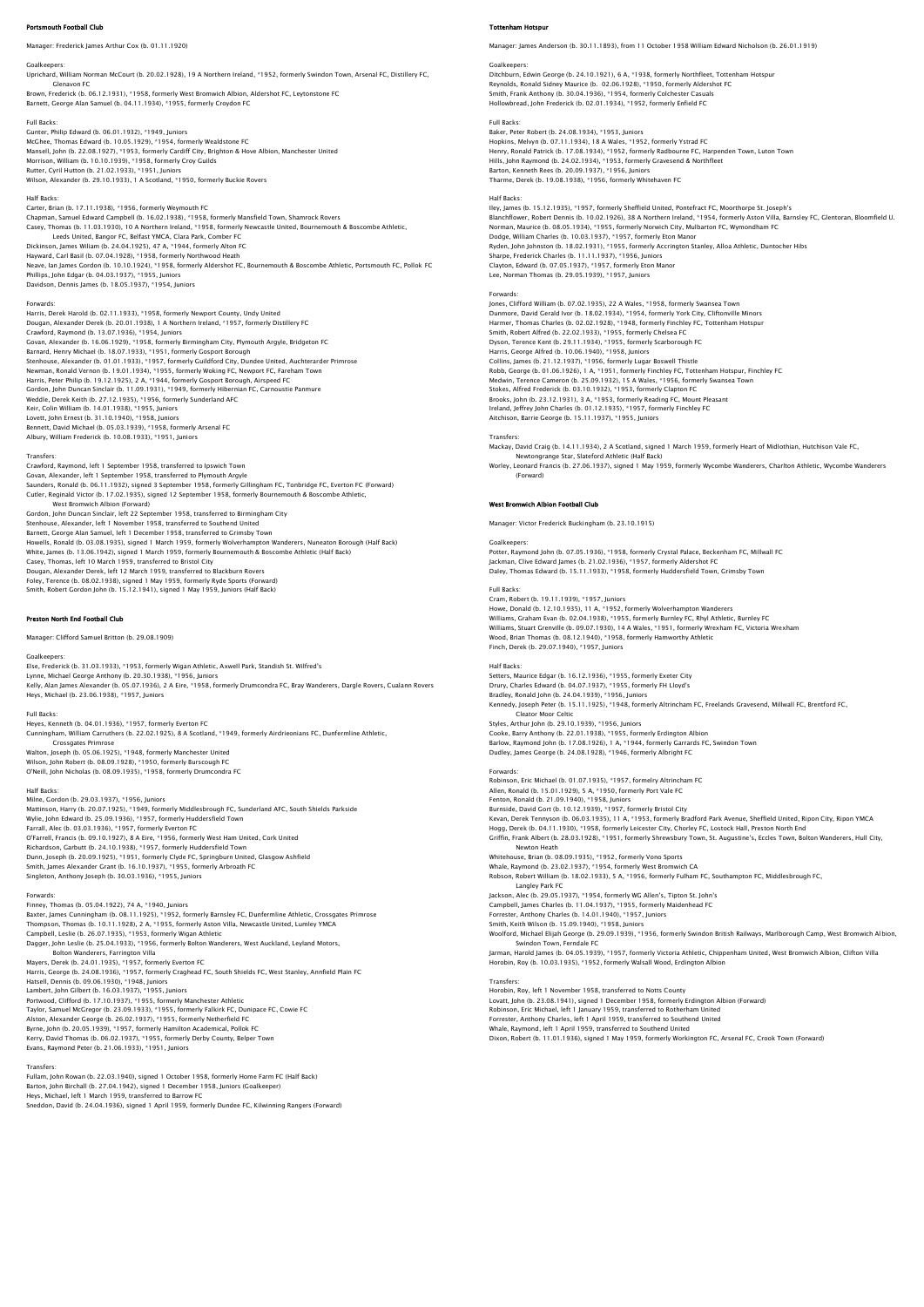## Portsmouth Football Club

Manager: Frederick James Arthur Cox (b. 01.11.1920)

Goalkeepers:
Uprichard, William Norman McCourt (b. 20.02.1928), 19 A Northern Ireland, *1952, formerly Swindon Town, Arsenal FC, Distillery FC, Glenavon FC
Brown, Frederick (b. 06.12.1931), *1958, formerly West Bromwich Albion, Aldershot FC, Leytonstone FC
Barnett, George Alan Samuel (b. 04.11.1934), *1955, formerly Croydon FC

Full Backs:
Gunter, Philip Edward (b. 06.01.1932), *1949, Juniors
McGhee, Thomas Edward (b. 10.05.1929), *1954, formerly Wealdstone FC
Mansell, John (b. 22.08.1927), *1953, formerly Cardiff City, Brighton & Hove Albion, Manchester United
Morrison, William (b. 10.10.1939), *1958, formerly Croy Guilds
Rutter, Cyril Hutton (b. 21.02.1933), *1951, Juniors
Wilson, Alexander (b. 29.10.1933), 1 A Scotland, *1950, formerly Buckie Rovers

Half Backs:
Carter, Brian (b. 17.11.1938), *1956, formerly Weymouth FC
Chapman, Samuel Edward Campbell (b. 16.02.1938), *1958, formerly Mansfield Town, Shamrock Rovers
Casey, Thomas (b. 11.03.1930), 10 A Northern Ireland, *1958, formerly Newcastle United, Bournemouth & Boscombe Athletic, Leeds United, Bangor FC, Belfast YMCA, Clara Park, Comber FC
Dickinson, James Wiliam (b. 24.04.1925), 47 A, *1944, formerly Alton FC
Hayward, Carl Basil (b. 07.04.1928), *1958, formerly Northwood Heath
Neave, Ian James Gordon (b. 10.10.1924), *1958, formerly Aldershot FC, Bournemouth & Boscombe Athletic, Portsmouth FC, Pollok FC
Phillips, John Edgar (b. 04.03.1937), *1955, Juniors
Davidson, Dennis James (b. 18.05.1937), *1954, Juniors

Forwards:
Harris, Derek Harold (b. 02.11.1933), *1958, formerly Newport County, Undy United
Dougan, Alexander Derek (b. 20.01.1938), 1 A Northern Ireland, *1957, formerly Distillery FC
Crawford, Raymond (b. 13.07.1936), *1954, Juniors
Govan, Alexander (b. 16.06.1929), *1958, formerly Birmingham City, Plymouth Argyle, Bridgeton FC
Barnard, Henry Michael (b. 18.07.1933), *1951, formerly Gosport Borough
Stenhouse, Alexander (b. 01.01.1933), *1957, formerly Guildford City, Dundee United, Auchterarder Primrose
Newman, Ronald Vernon (b. 19.01.1934), *1955, formerly Woking FC, Newport FC, Fareham Town
Harris, Peter Philip (b. 19.12.1925), 2 A, *1944, formerly Gosport Borough, Airspeed FC
Gordon, John Duncan Sinclair (b. 11.09.1931), *1949, formerly Hibernian FC, Carnoustie Panmure
Weddle, Derek Keith (b. 27.12.1935), *1956, formerly Sunderland AFC
Keir, Colin William (b. 14.01.1938), *1955, Juniors
Lovett, John Ernest (b. 31.10.1940), *1958, Juniors
Bennett, David Michael (b. 05.03.1939), *1958, formerly Arsenal FC
Albury, William Frederick (b. 10.08.1933), *1951, Juniors

Transfers:
Crawford, Raymond, left 1 September 1958, transferred to Ipswich Town
Govan, Alexander, left 1 September 1958, transferred to Plymouth Argyle
Saunders, Ronald (b. 06.11.1932), signed 3 September 1958, formerly Gillingham FC, Tonbridge FC, Everton FC (Forward)
Cutler, Reginald Victor (b. 17.02.1935), signed 12 September 1958, formerly Bournemouth & Boscombe Athletic, West Bromwich Albion (Forward)
Gordon, John Duncan Sinclair, left 22 September 1958, transferred to Birmingham City
Stenhouse, Alexander, left 1 November 1958, transferred to Southend United
Barnett, George Alan Samuel, left 1 December 1958, transferred to Grimsby Town
Howells, Ronald (b. 03.08.1935), signed 1 March 1959, formerly Wolverhampton Wanderers, Nuneaton Borough (Half Back)
White, James (b. 13.06.1942), signed 1 March 1959, formerly Bournemouth & Boscombe Athletic (Half Back)
Casey, Thomas, left 10 March 1959, transferred to Bristol City
Dougan, Alexander Derek, left 12 March 1959, transferred to Blackburn Rovers
Foley, Terence (b. 08.02.1938), signed 1 May 1959, formerly Ryde Sports (Forward)
Smith, Robert Gordon John (b. 15.12.1941), signed 1 May 1959, Juniors (Half Back)

## Preston North End Football Club

Manager: Clifford Samuel Britton (b. 29.08.1909)

Goalkeepers:
Else, Frederick (b. 31.03.1933), *1953, formerly Wigan Athletic, Axwell Park, Standish St. Wilfred's
Lynne, Michael George Anthony (b. 20.30.1938), *1956, Juniors
Kelly, Alan James Alexander (b. 05.07.1936), 2 A Eire, *1958, formerly Drumcondra FC, Bray Wanderers, Dargle Rovers, Cualann Rovers
Heys, Michael (b. 23.06.1938), *1957, Juniors

Full Backs:
Heyes, Kenneth (b. 04.01.1936), *1957, formerly Everton FC
Cunningham, William Carruthers (b. 22.02.1925), 8 A Scotland, *1949, formerly Airdrieonians FC, Dunfermline Athletic, Crossgates Primrose
Walton, Joseph (b. 05.06.1925), *1948, formerly Manchester United
Wilson, John Robert (b. 08.09.1928), *1950, formerly Burscough FC
O'Neill, John Nicholas (b. 08.09.1935), *1958, formerly Drumcondra FC

Half Backs:
Milne, Gordon (b. 29.03.1937), *1956, Juniors
Mattinson, Harry (b. 20.07.1925), *1949, formerly Middlesbrough FC, Sunderland AFC, South Shields Parkside
Wylie, John Edward (b. 25.09.1936), *1957, formerly Huddersfield Town
Farrall, Alec (b. 03.03.1936), *1957, formerly Everton FC
O'Farrell, Francis (b. 09.10.1927), 8 A Eire, *1956, formerly West Ham United, Cork United
Richardson, Garbutt (b. 24.10.1938), *1957, formerly Huddersfield Town
Dunn, Joseph (b. 20.09.1925), *1951, formerly Clyde FC, Springburn United, Glasgow Ashfield
Smith, James Alexander Grant (b. 16.10.1937), *1955, formerly Arbroath FC
Singleton, Anthony Joseph (b. 30.03.1936), *1955, Juniors

Forwards:
Finney, Thomas (b. 05.04.1922), 74 A, *1940, Juniors
Baxter, James Cunningham (b. 08.11.1925), *1952, formerly Barnsley FC, Dunfermline Athletic, Crossgates Primrose
Thompson, Thomas (b. 10.11.1928), 2 A, *1955, formerly Aston Villa, Newcastle United, Lumley YMCA
Campbell, Leslie (b. 26.07.1935), *1953, formerly Wigan Athletic
Dagger, John Leslie (b. 25.04.1933), *1956, formerly Bolton Wanderers, West Auckland, Leyland Motors, Bolton Wanderers, Farrington Villa
Mayers, Derek (b. 24.01.1935), *1957, formerly Everton FC
Harris, George (b. 24.08.1936), *1957, formerly Craghead FC, South Shields FC, West Stanley, Annfield Plain FC
Hatsell, Dennis (b. 09.06.1930), *1948, Juniors
Lambert, John Gilbert (b. 16.03.1937), *1955, Juniors
Portwood, Clifford (b. 17.10.1937), *1955, formerly Manchester Athletic
Taylor, Samuel McGregor (b. 23.09.1933), *1955, formerly Falkirk FC, Dunipace FC, Cowie FC
Alston, Alexander George (b. 26.02.1937), *1955, formerly Netherfield FC
Byrne, John (b. 20.05.1939), *1957, formerly Hamilton Academical, Pollok FC
Kerry, David Thomas (b. 06.02.1937), *1955, formerly Derby County, Belper Town
Evans, Raymond Peter (b. 21.06.1933), *1951, Juniors

Transfers:
Fullam, John Rowan (b. 22.03.1940), signed 1 October 1958, formerly Home Farm FC (Half Back)
Barton, John Birchall (b. 27.04.1942), signed 1 December 1958, Juniors (Goalkeeper)
Heys, Michael, left 1 March 1959, transferred to Barrow FC
Sneddon, David (b. 24.04.1936), signed 1 April 1959, formerly Dundee FC, Kilwinning Rangers (Forward)

## Tottenham Hotspur

Manager: James Anderson (b. 30.11.1893), from 11 October 1958 William Edward Nicholson (b. 26.01.1919)

Goalkeepers:
Ditchburn, Edwin George (b. 24.10.1921), 6 A, *1938, formerly Northfleet, Tottenham Hotspur
Reynolds, Ronald Sidney Maurice (b. 02.06.1928), *1950, formerly Aldershot FC
Smith, Frank Anthony (b. 30.04.1936), *1954, formerly Colchester Casuals
Hollowbread, John Frederick (b. 02.01.1934), *1952, formerly Enfield FC

Full Backs:
Baker, Peter Robert (b. 24.08.1934), *1953, Juniors
Hopkins, Melvyn (b. 07.11.1934), 18 A Wales, *1952, formerly Ystrad FC
Henry, Ronald Patrick (b. 17.08.1934), *1952, formerly Radbourne FC, Harpenden Town, Luton Town
Hills, John Raymond (b. 24.02.1934), *1953, formerly Gravesend & Northfleet
Barton, Kenneth Rees (b. 20.09.1937), *1956, Juniors
Tharme, Derek (b. 19.08.1938), *1956, formerly Whitehaven FC

Half Backs:
Iley, James (b. 15.12.1935), *1957, formerly Sheffield United, Pontefract FC, Moorthorpe St. Joseph's
Blanchflower, Robert Dennis (b. 10.02.1926), 38 A Northern Ireland, *1954, formerly Aston Villa, Barnsley FC, Glentoran, Bloomfield U.
Norman, Maurice (b. 08.05.1934), *1955, formerly Norwich City, Mulbarton FC, Wymondham FC
Dodge, William Charles (b. 10.03.1937), *1957, formerly Eton Manor
Ryden, John Johnston (b. 18.02.1931), *1955, formerly Accrington Stanley, Alloa Athletic, Duntocher Hibs
Sharpe, Frederick Charles (b. 11.11.1937), *1956, Juniors
Clayton, Edward (b. 07.05.1937), *1957, formerly Eton Manor
Lee, Norman Thomas (b. 29.05.1939), *1957, Juniors

Forwards:
Jones, Clifford William (b. 07.02.1935), 22 A Wales, *1958, formerly Swansea Town
Dunmore, David Gerald Ivor (b. 18.02.1934), *1954, formerly York City, Cliftonville Minors
Harmer, Thomas Charles (b. 02.02.1928), *1948, formerly Finchley FC, Tottenham Hotspur
Smith, Robert Alfred (b. 22.02.1933), *1955, formerly Chelsea FC
Dyson, Terence Kent (b. 29.11.1934), *1955, formerly Scarborough FC
Harris, George Alfred (b. 10.06.1940), *1958, Juniors
Collins, James (b. 21.12.1937), *1956, formerly Lugar Boswell Thistle
Robb, George (b. 01.06.1926), 1 A, *1951, formerly Finchley FC, Tottenham Hotspur, Finchley FC
Medwin, Terence Cameron (b. 25.09.1932), 15 A Wales, *1956, formerly Swansea Town
Stokes, Alfred Frederick (b. 03.10.1932), *1953, formerly Clapton FC
Brooks, John (b. 23.12.1931), 3 A, *1953, formerly Reading FC, Mount Pleasant
Ireland, Jeffrey John Charles (b. 01.12.1935), *1957, formerly Finchley FC
Aitchison, Barrie George (b. 15.11.1937), *1955, Juniors

Transfers:
Mackay, David Craig (b. 14.11.1934), 2 A Scotland, signed 1 March 1959, formerly Heart of Midlothian, Hutchison Vale FC, Newtongrange Star, Slateford Athletic (Half Back)
Worley, Leonard Francis (b. 27.06.1937), signed 1 May 1959, formerly Wycombe Wanderers, Charlton Athletic, Wycombe Wanderers (Forward)

## West Bromwich Albion Football Club

Manager: Victor Frederick Buckingham (b. 23.10.1915)

Goalkeepers:
Potter, Raymond John (b. 07.05.1936), *1958, formerly Crystal Palace, Beckenham FC, Millwall FC
Jackman, Clive Edward James (b. 21.02.1936), *1957, formerly Aldershot FC
Daley, Thomas Edward (b. 15.11.1933), *1958, formerly Huddersfield Town, Grimsby Town

Full Backs:
Cram, Robert (b. 19.11.1939), *1957, Juniors
Howe, Donald (b. 12.10.1935), 11 A, *1952, formerly Wolverhampton Wanderers
Williams, Graham Evan (b. 02.04.1938), *1955, formerly Burnley FC, Rhyl Athletic, Burnley FC
Williams, Stuart Grenville (b. 09.07.1930), 14 A Wales, *1951, formerly Wrexham FC, Victoria Wrexham
Wood, Brian Thomas (b. 08.12.1940), *1958, formerly Hamworthy Athletic
Finch, Derek (b. 29.07.1940), *1957, Juniors

Half Backs:
Setters, Maurice Edgar (b. 16.12.1936), *1955, formerly Exeter City
Drury, Charles Edward (b. 04.07.1937), *1955, formerly FH Lloyd's
Bradley, Ronald John (b. 24.04.1939), *1956, Juniors
Kennedy, Joseph Peter (b. 15.11.1925), *1948, formerly Altrincham FC, Freelands Gravesend, Millwall FC, Brentford FC, Cleator Moor Celtic
Styles, Arthur John (b. 29.10.1939), *1956, Juniors
Cooke, Barry Anthony (b. 22.01.1938), *1955, formerly Erdington Albion
Barlow, Raymond John (b. 17.08.1926), 1 A, *1944, formerly Garrards FC, Swindon Town
Dudley, James George (b. 24.08.1928), *1946, formerly Albright FC

Forwards:
Robinson, Eric Michael (b. 01.07.1935), *1957, formerly Altrincham FC
Allen, Ronald (b. 15.01.1929), 5 A, *1950, formerly Port Vale FC
Fenton, Ronald (b. 21.09.1940), *1958, Juniors
Burnside, David Gort (b. 10.12.1939), *1957, formerly Bristol City
Kevan, Derek Tennyson (b. 06.03.1935), 11 A, *1953, formerly Bradford Park Avenue, Sheffield United, Ripon City, Ripon YMCA
Hogg, Derek (b. 04.11.1930), *1958, formerly Leicester City, Chorley FC, Lostock Hall, Preston North End
Griffin, Frank Albert (b. 28.03.1928), *1951, formerly Shrewsbury Town, St. Augustine's, Eccles Town, Bolton Wanderers, Hull City, Newton Heath
Whitehouse, Brian (b. 08.09.1935), *1952, formerly Vono Sports
Whale, Raymond (b. 23.02.1937), *1954, formerly West Bromwich CA
Robson, Robert William (b. 18.02.1933), 5 A, *1956, formerly Fulham FC, Southampton FC, Middlesbrough FC, Langley Park FC
Jackson, Alec (b. 29.05.1937), *1954, formerly WG Allen's, Tipton St. John's
Campbell, James Charles (b. 11.04.1937), *1955, formerly Maidenhead FC
Forrester, Anthony Charles (b. 14.01.1940), *1957, Juniors
Smith, Keith Wilson (b. 15.09.1940), *1958, Juniors
Woolford, Michael Elijah George (b. 29.09.1939), *1956, formerly Swindon British Railways, Marlborough Camp, West Bromwich Albion, Swindon Town, Ferndale FC
Jarman, Harold James (b. 04.05.1939), *1957, formerly Victoria Athletic, Chippenham United, West Bromwich Albion, Clifton Villa
Horobin, Roy (b. 10.03.1935), *1952, formerly Walsall Wood, Erdington Albion

Transfers:
Horobin, Roy, left 1 November 1958, transferred to Notts County
Lovatt, John (b. 23.08.1941), signed 1 December 1958, formerly Erdington Albion (Forward)
Robinson, Eric Michael, left 1 January 1959, transferred to Rotherham United
Forrester, Anthony Charles, left 1 April 1959, transferred to Southend United
Whale, Raymond, left 1 April 1959, transferred to Southend United
Dixon, Robert (b. 11.01.1936), signed 1 May 1959, formerly Workington FC, Arsenal FC, Crook Town (Forward)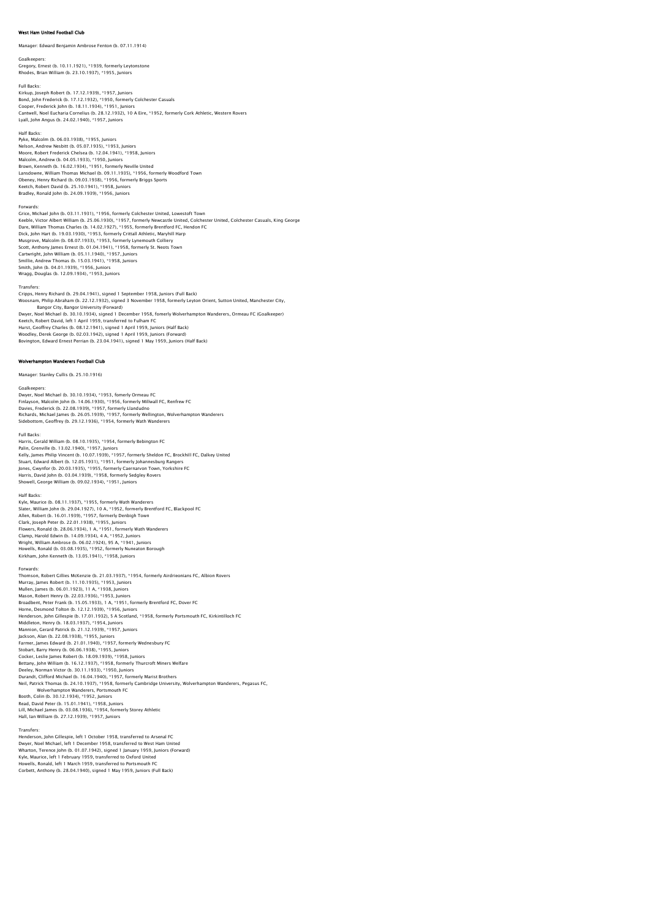## West Ham United Football Club

Manager: Edward Benjamin Ambrose Fenton (b. 07.11.1914)

Goalkeepers:
Gregory, Ernest (b. 10.11.1921), *1939, formerly Leytonstone
Rhodes, Brian William (b. 23.10.1937), *1955, Juniors

Full Backs:
Kirkup, Joseph Robert (b. 17.12.1939), *1957, Juniors
Bond, John Frederick (b. 17.12.1932), *1950, formerly Colchester Casuals
Cooper, Frederick John (b. 18.11.1934), *1951, Juniors
Cantwell, Noel Eucharia Cornelius (b. 28.12.1932), 10 A Eire, *1952, formerly Cork Athletic, Western Rovers
Lyall, John Angus (b. 24.02.1940), *1957, Juniors

Half Backs:
Pyke, Malcolm (b. 06.03.1938), *1955, Juniors
Nelson, Andrew Nesbitt (b. 05.07.1935), *1953, Juniors
Moore, Robert Frederick Chelsea (b. 12.04.1941), *1958, Juniors
Malcolm, Andrew (b. 04.05.1933), *1950, Juniors
Brown, Kenneth (b. 16.02.1934), *1951, formerly Neville United
Lansdowne, William Thomas Michael (b. 09.11.1935), *1956, formerly Woodford Town
Obeney, Henry Richard (b. 09.03.1938), *1956, formerly Briggs Sports
Keetch, Robert David (b. 25.10.1941), *1958, Juniors
Bradley, Ronald John (b. 24.09.1939), *1956, Juniors

Forwards:
Grice, Michael John (b. 03.11.1931), *1956, formerly Colchester United, Lowestoft Town
Keeble, Victor Albert William (b. 25.06.1930), *1957, formerly Newcastle United, Colchester United, Colchester Casuals, King George
Dare, William Thomas Charles (b. 14.02.1927), *1955, formerly Brentford FC, Hendon FC
Dick, John Hart (b. 19.03.1930), *1953, formerly Crittall Athletic, Maryhill Harp
Musgrove, Malcolm (b. 08.07.1933), *1953, formerly Lynemouth Colliery
Scott, Anthony James Ernest (b. 01.04.1941), *1958, formerly St. Neots Town
Cartwright, John William (b. 05.11.1940), *1957, Juniors
Smillie, Andrew Thomas (b. 15.03.1941), *1958, Juniors
Smith, John (b. 04.01.1939), *1956, Juniors
Wragg, Douglas (b. 12.09.1934), *1953, Juniors

Transfers:
Cripps, Henry Richard (b. 29.04.1941), signed 1 September 1958, Juniors (Full Back)
Woosnam, Philip Abraham (b. 22.12.1932), signed 3 November 1958, formerly Leyton Orient, Sutton United, Manchester City,
Bangor City, Bangor University (Forward)
Dwyer, Noel Michael (b. 30.10.1934), signed 1 December 1958, fomerly Wolverhampton Wanderers, Ormeau FC (Goalkeeper)
Keetch, Robert David, left 1 April 1959, transferred to Fulham FC
Hurst, Geoffrey Charles (b. 08.12.1941), signed 1 April 1959, Juniors (Half Back)
Woodley, Derek George (b. 02.03.1942), signed 1 April 1959, Juniors (Forward)
Bovington, Edward Ernest Perrian (b. 23.04.1941), signed 1 May 1959, Juniors (Half Back)

## Wolverhampton Wanderers Football Club

Manager: Stanley Cullis (b. 25.10.1916)

Goalkeepers:
Dwyer, Noel Michael (b. 30.10.1934), *1953, fomerly Ormeau FC
Finlayson, Malcolm John (b. 14.06.1930), *1956, formerly Millwall FC, Renfrew FC
Davies, Frederick (b. 22.08.1939), *1957, formerly Llandudno
Richards, Michael James (b. 26.05.1939), *1957, formerly Wellington, Wolverhampton Wanderers
Sidebottom, Geoffrey (b. 29.12.1936), *1954, formerly Wath Wanderers

Full Backs:
Harris, Gerald William (b. 08.10.1935), *1954, formerly Bebington FC
Palin, Grenville (b. 13.02.1940), *1957, Juniors
Kelly, James Philip Vincent (b. 10.07.1939), *1957, formerly Sheldon FC, Brockhill FC, Dalkey United
Stuart, Edward Albert (b. 12.05.1931), *1951, formerly Johannesburg Rangers
Jones, Gwynfor (b. 20.03.1935), *1955, formerly Caernarvon Town, Yorkshire FC
Harris, David John (b. 03.04.1939), *1958, formerly Sedgley Rovers
Showell, George William (b. 09.02.1934), *1951, Juniors

Half Backs:
Kyle, Maurice (b. 08.11.1937), *1955, formerly Wath Wanderers
Slater, William John (b. 29.04.1927), 10 A, *1952, formerly Brentford FC, Blackpool FC
Allen, Robert (b. 16.01.1939), *1957, formerly Denbigh Town
Clark, Joseph Peter (b. 22.01.1938), *1955, Juniors
Flowers, Ronald (b. 28.06.1934), 1 A, *1951, formerly Wath Wanderers
Clamp, Harold Edwin (b. 14.09.1934), 4 A, *1952, Juniors
Wright, William Ambrose (b. 06.02.1924), 95 A, *1941, Juniors
Howells, Ronald (b. 03.08.1935), *1952, formerly Nuneaton Borough
Kirkham, John Kenneth (b. 13.05.1941), *1958, Juniors

Forwards:
Thomson, Robert Gillies McKenzie (b. 21.03.1937), *1954, formerly Airdrieonians FC, Albion Rovers
Murray, James Robert (b. 11.10.1935), *1953, Juniors
Mullen, James (b. 06.01.1923), 11 A, *1938, Juniors
Mason, Robert Henry (b. 22.03.1936), *1953, Juniors
Broadbent, Peter Frank (b. 15.05.1933), 1 A, *1951, formerly Brentford FC, Dover FC
Horne, Desmond Tolton (b. 12.12.1939), *1956, Juniors
Henderson, John Gillespie (b. 17.01.1932), 5 A Scotland, *1958, formerly Portsmouth FC, Kirkintilloch FC
Middleton, Henry (b. 18.03.1937), *1954, Juniors
Mannion, Gerard Patrick (b. 21.12.1939), *1957, Juniors
Jackson, Alan (b. 22.08.1938), *1955, Juniors
Farmer, James Edward (b. 21.01.1940), *1957, formerly Wednesbury FC
Stobart, Barry Henry (b. 06.06.1938), *1955, Juniors
Cocker, Leslie James Robert (b. 18.09.1939), *1958, Juniors
Bettany, John William (b. 16.12.1937), *1958, formerly Thurcroft Miners Welfare
Deeley, Norman Victor (b. 30.11.1933), *1950, Juniors
Durandt, Clifford Michael (b. 16.04.1940), *1957, formerly Marist Brothers
Neil, Patrick Thomas (b. 24.10.1937), *1958, formerly Cambridge University, Wolverhampton Wanderers, Pegasus FC,
Wolverhampton Wanderers, Portsmouth FC
Booth, Colin (b. 30.12.1934), *1952, Juniors
Read, David Peter (b. 15.01.1941), *1958, Juniors
Lill, Michael James (b. 03.08.1936), *1954, formerly Storey Athletic
Hall, Ian William (b. 27.12.1939), *1957, Juniors

Transfers:
Henderson, John Gillespie, left 1 October 1958, transferred to Arsenal FC
Dwyer, Noel Michael, left 1 December 1958, transferred to West Ham United
Wharton, Terence John (b. 01.07.1942), signed 1 January 1959, Juniors (Forward)
Kyle, Maurice, left 1 February 1959, transferred to Oxford United
Howells, Ronald, left 1 March 1959, transferred to Portsmouth FC
Corbett, Anthony (b. 28.04.1940), signed 1 May 1959, Juniors (Full Back)